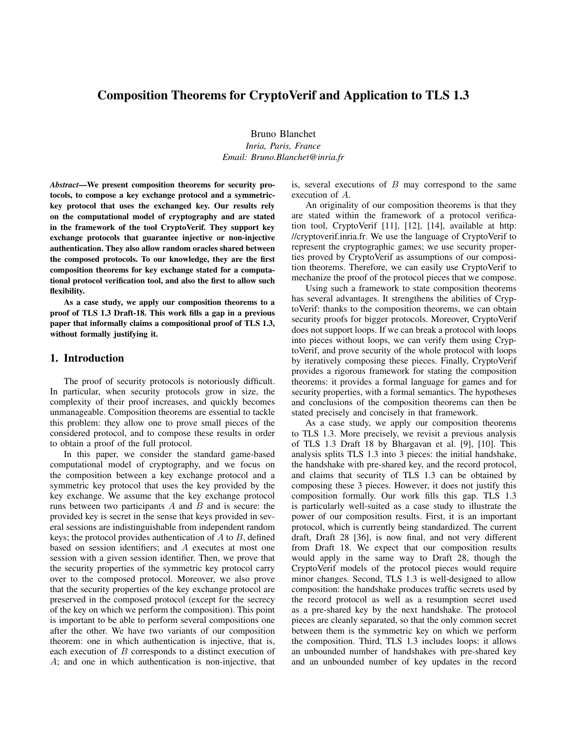# Composition Theorems for CryptoVerif and Application to TLS 1.3

Bruno Blanchet
*Inria, Paris, France*
*Email: Bruno.Blanchet@inria.fr*

***Abstract*—We present composition theorems for security protocols, to compose a key exchange protocol and a symmetric-key protocol that uses the exchanged key. Our results rely on the computational model of cryptography and are stated in the framework of the tool CryptoVerif. They support key exchange protocols that guarantee injective or non-injective authentication. They also allow random oracles shared between the composed protocols. To our knowledge, they are the first composition theorems for key exchange stated for a computational protocol verification tool, and also the first to allow such flexibility.**

**As a case study, we apply our composition theorems to a proof of TLS 1.3 Draft-18. This work fills a gap in a previous paper that informally claims a compositional proof of TLS 1.3, without formally justifying it.**

## 1. Introduction

The proof of security protocols is notoriously difficult. In particular, when security protocols grow in size, the complexity of their proof increases, and quickly becomes unmanageable. Composition theorems are essential to tackle this problem: they allow one to prove small pieces of the considered protocol, and to compose these results in order to obtain a proof of the full protocol.

In this paper, we consider the standard game-based computational model of cryptography, and we focus on the composition between a key exchange protocol and a symmetric key protocol that uses the key provided by the key exchange. We assume that the key exchange protocol runs between two participants $A$ and $B$ and is secure: the provided key is secret in the sense that keys provided in several sessions are indistinguishable from independent random keys; the protocol provides authentication of $A$ to $B$, defined based on session identifiers; and $A$ executes at most one session with a given session identifier. Then, we prove that the security properties of the symmetric key protocol carry over to the composed protocol. Moreover, we also prove that the security properties of the key exchange protocol are preserved in the composed protocol (except for the secrecy of the key on which we perform the composition). This point is important to be able to perform several compositions one after the other. We have two variants of our composition theorem: one in which authentication is injective, that is, each execution of $B$ corresponds to a distinct execution of $A$; and one in which authentication is non-injective, that is, several executions of $B$ may correspond to the same execution of $A$.

An originality of our composition theorems is that they are stated within the framework of a protocol verification tool, CryptoVerif [11], [12], [14], available at http://cryptoverif.inria.fr. We use the language of CryptoVerif to represent the cryptographic games; we use security properties proved by CryptoVerif as assumptions of our composition theorems. Therefore, we can easily use CryptoVerif to mechanize the proof of the protocol pieces that we compose.

Using such a framework to state composition theorems has several advantages. It strengthens the abilities of CryptoVerif: thanks to the composition theorems, we can obtain security proofs for bigger protocols. Moreover, CryptoVerif does not support loops. If we can break a protocol with loops into pieces without loops, we can verify them using CryptoVerif, and prove security of the whole protocol with loops by iteratively composing these pieces. Finally, CryptoVerif provides a rigorous framework for stating the composition theorems: it provides a formal language for games and for security properties, with a formal semantics. The hypotheses and conclusions of the composition theorems can then be stated precisely and concisely in that framework.

As a case study, we apply our composition theorems to TLS 1.3. More precisely, we revisit a previous analysis of TLS 1.3 Draft 18 by Bhargavan et al. [9], [10]. This analysis splits TLS 1.3 into 3 pieces: the initial handshake, the handshake with pre-shared key, and the record protocol, and claims that security of TLS 1.3 can be obtained by composing these 3 pieces. However, it does not justify this composition formally. Our work fills this gap. TLS 1.3 is particularly well-suited as a case study to illustrate the power of our composition results. First, it is an important protocol, which is currently being standardized. The current draft, Draft 28 [36], is now final, and not very different from Draft 18. We expect that our composition results would apply in the same way to Draft 28, though the CryptoVerif models of the protocol pieces would require minor changes. Second, TLS 1.3 is well-designed to allow composition: the handshake produces traffic secrets used by the record protocol as well as a resumption secret used as a pre-shared key by the next handshake. The protocol pieces are cleanly separated, so that the only common secret between them is the symmetric key on which we perform the composition. Third, TLS 1.3 includes loops: it allows an unbounded number of handshakes with pre-shared key and an unbounded number of key updates in the record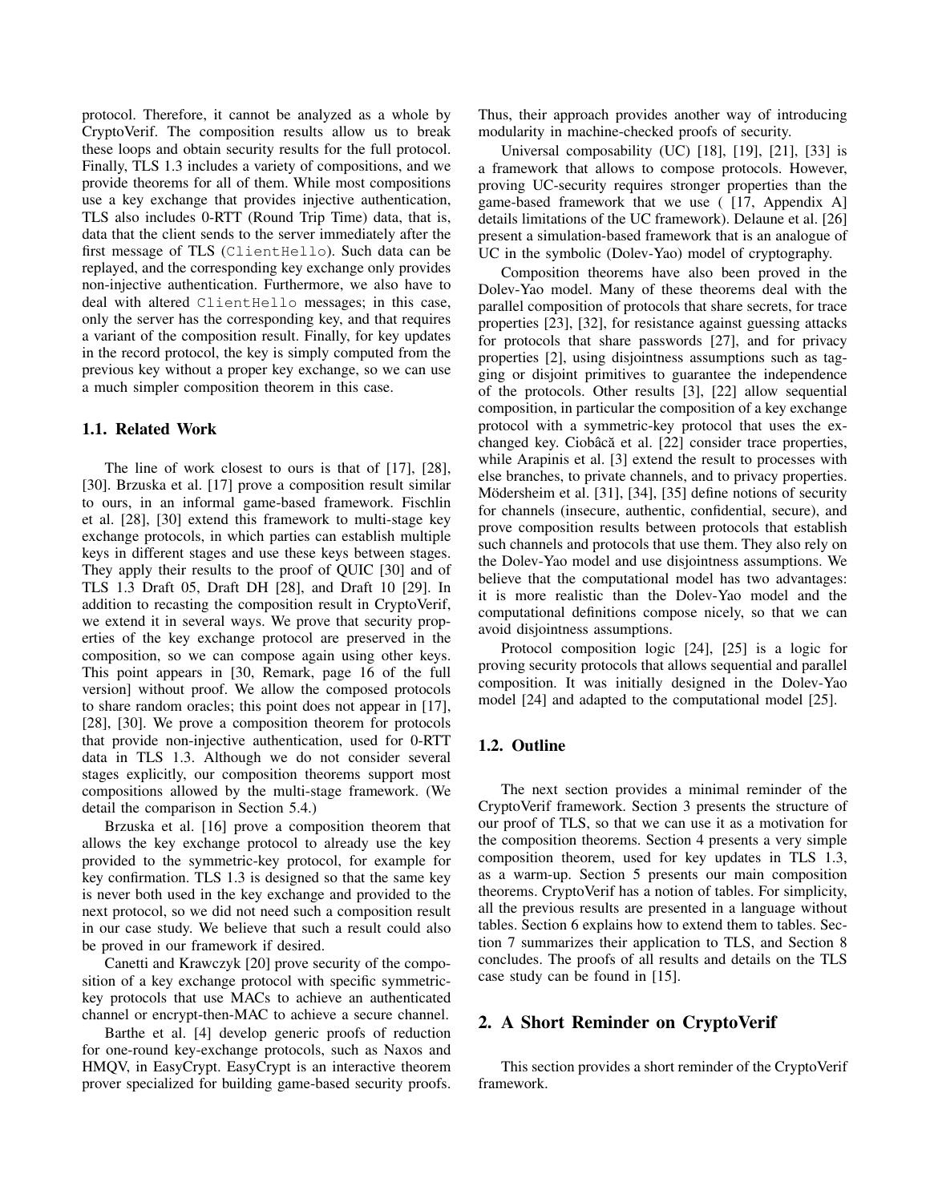protocol. Therefore, it cannot be analyzed as a whole by CryptoVerif. The composition results allow us to break these loops and obtain security results for the full protocol. Finally, TLS 1.3 includes a variety of compositions, and we provide theorems for all of them. While most compositions use a key exchange that provides injective authentication, TLS also includes 0-RTT (Round Trip Time) data, that is, data that the client sends to the server immediately after the first message of TLS (`ClientHello`). Such data can be replayed, and the corresponding key exchange only provides non-injective authentication. Furthermore, we also have to deal with altered `ClientHello` messages; in this case, only the server has the corresponding key, and that requires a variant of the composition result. Finally, for key updates in the record protocol, the key is simply computed from the previous key without a proper key exchange, so we can use a much simpler composition theorem in this case.

### 1.1. Related Work

The line of work closest to ours is that of [17], [28], [30]. Brzuska et al. [17] prove a composition result similar to ours, in an informal game-based framework. Fischlin et al. [28], [30] extend this framework to multi-stage key exchange protocols, in which parties can establish multiple keys in different stages and use these keys between stages. They apply their results to the proof of QUIC [30] and of TLS 1.3 Draft 05, Draft DH [28], and Draft 10 [29]. In addition to recasting the composition result in CryptoVerif, we extend it in several ways. We prove that security properties of the key exchange protocol are preserved in the composition, so we can compose again using other keys. This point appears in [30, Remark, page 16 of the full version] without proof. We allow the composed protocols to share random oracles; this point does not appear in [17], [28], [30]. We prove a composition theorem for protocols that provide non-injective authentication, used for 0-RTT data in TLS 1.3. Although we do not consider several stages explicitly, our composition theorems support most compositions allowed by the multi-stage framework. (We detail the comparison in Section 5.4.)

Brzuska et al. [16] prove a composition theorem that allows the key exchange protocol to already use the key provided to the symmetric-key protocol, for example for key confirmation. TLS 1.3 is designed so that the same key is never both used in the key exchange and provided to the next protocol, so we did not need such a composition result in our case study. We believe that such a result could also be proved in our framework if desired.

Canetti and Krawczyk [20] prove security of the composition of a key exchange protocol with specific symmetric-key protocols that use MACs to achieve an authenticated channel or encrypt-then-MAC to achieve a secure channel.

Barthe et al. [4] develop generic proofs of reduction for one-round key-exchange protocols, such as Naxos and HMQV, in EasyCrypt. EasyCrypt is an interactive theorem prover specialized for building game-based security proofs. Thus, their approach provides another way of introducing modularity in machine-checked proofs of security.

Universal composability (UC) [18], [19], [21], [33] is a framework that allows to compose protocols. However, proving UC-security requires stronger properties than the game-based framework that we use ( [17, Appendix A] details limitations of the UC framework). Delaune et al. [26] present a simulation-based framework that is an analogue of UC in the symbolic (Dolev-Yao) model of cryptography.

Composition theorems have also been proved in the Dolev-Yao model. Many of these theorems deal with the parallel composition of protocols that share secrets, for trace properties [23], [32], for resistance against guessing attacks for protocols that share passwords [27], and for privacy properties [2], using disjointness assumptions such as tagging or disjoint primitives to guarantee the independence of the protocols. Other results [3], [22] allow sequential composition, in particular the composition of a key exchange protocol with a symmetric-key protocol that uses the exchanged key. Ciobâcă et al. [22] consider trace properties, while Arapinis et al. [3] extend the result to processes with else branches, to private channels, and to privacy properties. Mödersheim et al. [31], [34], [35] define notions of security for channels (insecure, authentic, confidential, secure), and prove composition results between protocols that establish such channels and protocols that use them. They also rely on the Dolev-Yao model and use disjointness assumptions. We believe that the computational model has two advantages: it is more realistic than the Dolev-Yao model and the computational definitions compose nicely, so that we can avoid disjointness assumptions.

Protocol composition logic [24], [25] is a logic for proving security protocols that allows sequential and parallel composition. It was initially designed in the Dolev-Yao model [24] and adapted to the computational model [25].

### 1.2. Outline

The next section provides a minimal reminder of the CryptoVerif framework. Section 3 presents the structure of our proof of TLS, so that we can use it as a motivation for the composition theorems. Section 4 presents a very simple composition theorem, used for key updates in TLS 1.3, as a warm-up. Section 5 presents our main composition theorems. CryptoVerif has a notion of tables. For simplicity, all the previous results are presented in a language without tables. Section 6 explains how to extend them to tables. Section 7 summarizes their application to TLS, and Section 8 concludes. The proofs of all results and details on the TLS case study can be found in [15].

## 2. A Short Reminder on CryptoVerif

This section provides a short reminder of the CryptoVerif framework.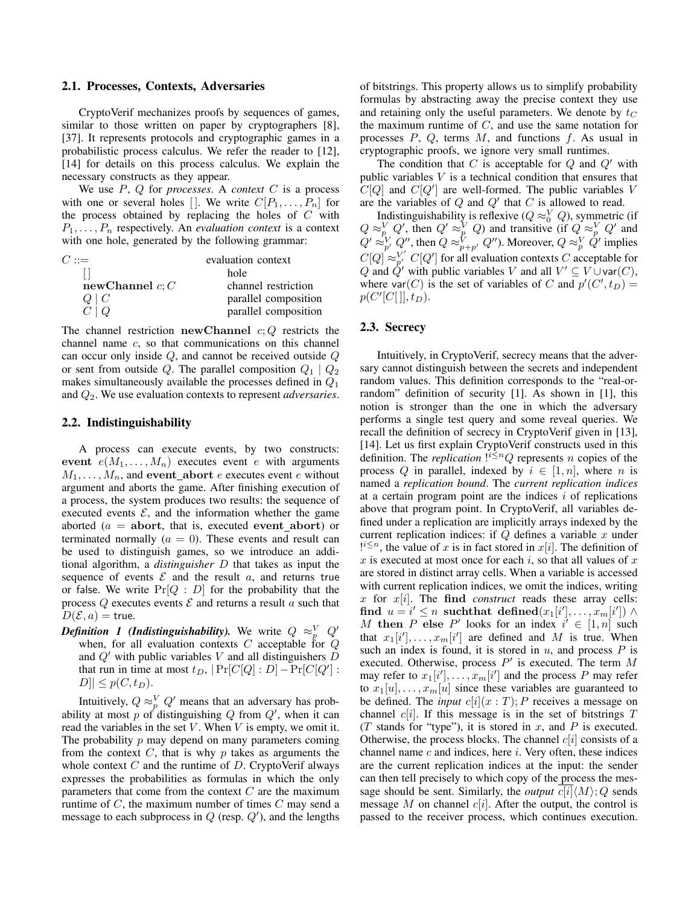## 2.1. Processes, Contexts, Adversaries

CryptoVerif mechanizes proofs by sequences of games, similar to those written on paper by cryptographers [8], [37]. It represents protocols and cryptographic games in a probabilistic process calculus. We refer the reader to [12], [14] for details on this process calculus. We explain the necessary constructs as they appear.

We use $P$, $Q$ for *processes*. A *context* $C$ is a process with one or several holes $[\,]$. We write $C[P_1, \ldots, P_n]$ for the process obtained by replacing the holes of $C$ with $P_1, \ldots, P_n$ respectively. An *evaluation context* is a context with one hole, generated by the following grammar:

| | |
|---|---|
| $C ::=$ | evaluation context |
| $[\,]$ | hole |
| $\textbf{newChannel}\ c; C$ | channel restriction |
| $Q \mid C$ | parallel composition |
| $C \mid Q$ | parallel composition |

The channel restriction $\textbf{newChannel}\ c; Q$ restricts the channel name $c$, so that communications on this channel can occur only inside $Q$, and cannot be received outside $Q$ or sent from outside $Q$. The parallel composition $Q_1 \mid Q_2$ makes simultaneously available the processes defined in $Q_1$ and $Q_2$. We use evaluation contexts to represent *adversaries*.

## 2.2. Indistinguishability

A process can execute events, by two constructs: $\textbf{event}\ e(M_1, \ldots, M_n)$ executes event $e$ with arguments $M_1, \ldots, M_n$, and $\textbf{event\_abort}\ e$ executes event $e$ without argument and aborts the game. After finishing execution of a process, the system produces two results: the sequence of executed events $\mathcal{E}$, and the information whether the game aborted ($a = \textbf{abort}$, that is, executed $\textbf{event\_abort}$) or terminated normally ($a = 0$). These events and result can be used to distinguish games, so we introduce an additional algorithm, a *distinguisher* $D$ that takes as input the sequence of events $\mathcal{E}$ and the result $a$, and returns $\mathsf{true}$ or $\mathsf{false}$. We write $\Pr[Q : D]$ for the probability that the process $Q$ executes events $\mathcal{E}$ and returns a result $a$ such that $D(\mathcal{E}, a) = \mathsf{true}$.

***Definition 1 (Indistinguishability).*** We write $Q \approx_p^V Q'$ when, for all evaluation contexts $C$ acceptable for $Q$ and $Q'$ with public variables $V$ and all distinguishers $D$ that run in time at most $t_D$, $|\Pr[C[Q] : D] - \Pr[C[Q'] : D]| \leq p(C, t_D)$.

Intuitively, $Q \approx_p^V Q'$ means that an adversary has probability at most $p$ of distinguishing $Q$ from $Q'$, when it can read the variables in the set $V$. When $V$ is empty, we omit it. The probability $p$ may depend on many parameters coming from the context $C$, that is why $p$ takes as arguments the whole context $C$ and the runtime of $D$. CryptoVerif always expresses the probabilities as formulas in which the only parameters that come from the context $C$ are the maximum runtime of $C$, the maximum number of times $C$ may send a message to each subprocess in $Q$ (resp. $Q'$), and the lengths of bitstrings. This property allows us to simplify probability formulas by abstracting away the precise context they use and retaining only the useful parameters. We denote by $t_C$ the maximum runtime of $C$, and use the same notation for processes $P$, $Q$, terms $M$, and functions $f$. As usual in cryptographic proofs, we ignore very small runtimes.

The condition that $C$ is acceptable for $Q$ and $Q'$ with public variables $V$ is a technical condition that ensures that $C[Q]$ and $C[Q']$ are well-formed. The public variables $V$ are the variables of $Q$ and $Q'$ that $C$ is allowed to read.

Indistinguishability is reflexive ($Q \approx_0^V Q$), symmetric (if $Q \approx_p^V Q'$, then $Q' \approx_p^V Q$) and transitive (if $Q \approx_p^V Q'$ and $Q' \approx_{p'}^V Q''$, then $Q \approx_{p+p'}^V Q''$). Moreover, $Q \approx_p^V Q'$ implies $C[Q] \approx_{p'}^{V'} C[Q']$ for all evaluation contexts $C$ acceptable for $Q$ and $Q'$ with public variables $V$ and all $V' \subseteq V \cup \mathsf{var}(C)$, where $\mathsf{var}(C)$ is the set of variables of $C$ and $p'(C', t_D) = p(C'[C[\,]], t_D)$.

## 2.3. Secrecy

Intuitively, in CryptoVerif, secrecy means that the adversary cannot distinguish between the secrets and independent random values. This definition corresponds to the "real-or-random" definition of security [1]. As shown in [1], this notion is stronger than the one in which the adversary performs a single test query and some reveal queries. We recall the definition of secrecy in CryptoVerif given in [13], [14]. Let us first explain CryptoVerif constructs used in this definition. The *replication* $!^{i \leq n} Q$ represents $n$ copies of the process $Q$ in parallel, indexed by $i \in [1, n]$, where $n$ is named a *replication bound*. The *current replication indices* at a certain program point are the indices $i$ of replications above that program point. In CryptoVerif, all variables defined under a replication are implicitly arrays indexed by the current replication indices: if $Q$ defines a variable $x$ under $!^{i \leq n}$, the value of $x$ is in fact stored in $x[i]$. The definition of $x$ is executed at most once for each $i$, so that all values of $x$ are stored in distinct array cells. When a variable is accessed with current replication indices, we omit the indices, writing $x$ for $x[i]$. The $\textbf{find}$ *construct* reads these array cells: $\textbf{find}\ u = i' \leq n\ \textbf{suchthat}\ \textbf{defined}(x_1[i'], \ldots, x_m[i']) \wedge M\ \textbf{then}\ P\ \textbf{else}\ P'$ looks for an index $i' \in [1, n]$ such that $x_1[i'], \ldots, x_m[i']$ are defined and $M$ is true. When such an index is found, it is stored in $u$, and process $P$ is executed. Otherwise, process $P'$ is executed. The term $M$ may refer to $x_1[i'], \ldots, x_m[i']$ and the process $P$ may refer to $x_1[u], \ldots, x_m[u]$ since these variables are guaranteed to be defined. The *input* $c[i](x : T); P$ receives a message on channel $c[i]$. If this message is in the set of bitstrings $T$ ($T$ stands for "type"), it is stored in $x$, and $P$ is executed. Otherwise, the process blocks. The channel $c[i]$ consists of a channel name $c$ and indices, here $i$. Very often, these indices are the current replication indices at the input: the sender can then tell precisely to which copy of the process the message should be sent. Similarly, the *output* $\overline{c[i]}\langle M \rangle; Q$ sends message $M$ on channel $c[i]$. After the output, the control is passed to the receiver process, which continues execution.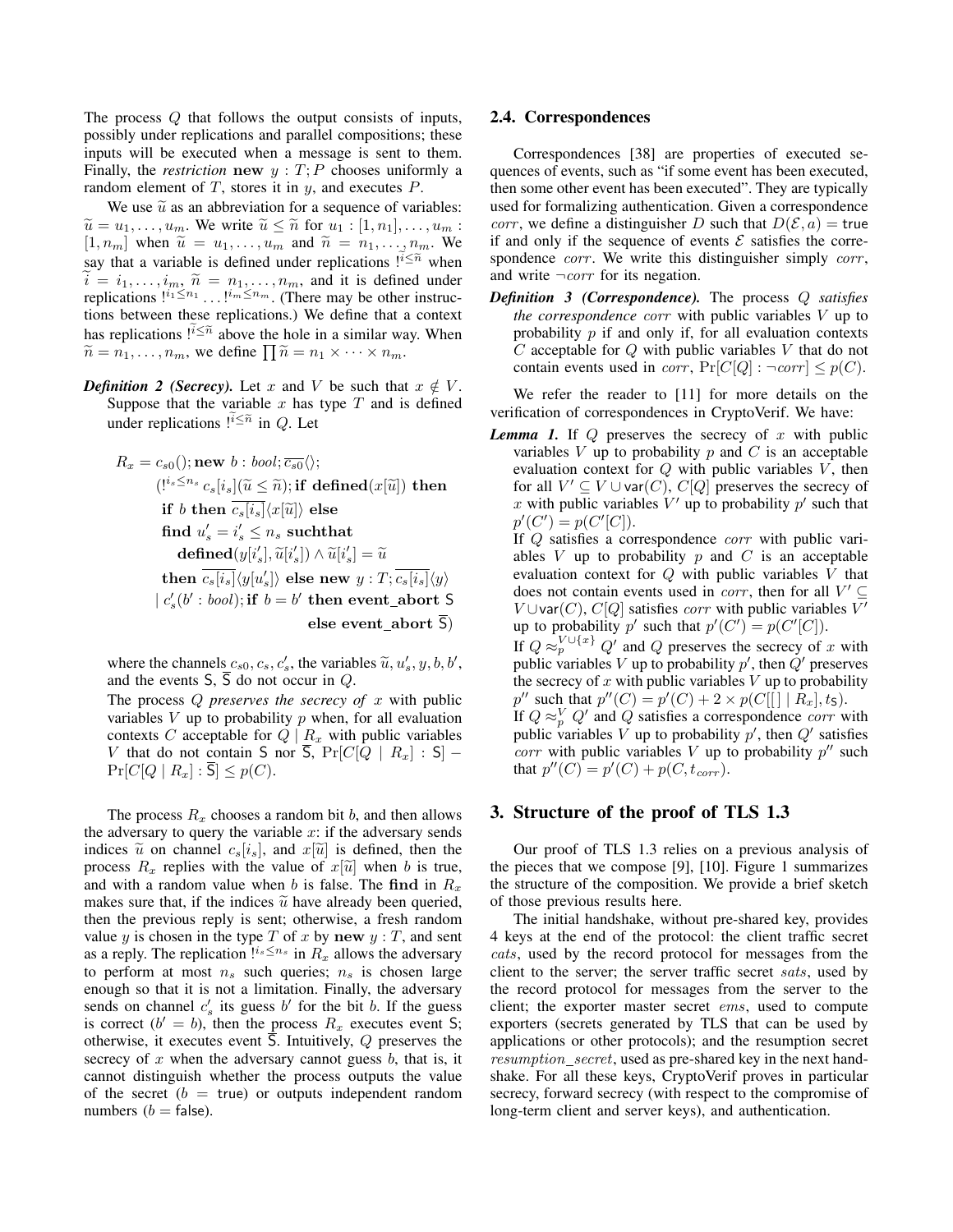The process $Q$ that follows the output consists of inputs, possibly under replications and parallel compositions; these inputs will be executed when a message is sent to them. Finally, the *restriction* $\mathbf{new}\ y : T; P$ chooses uniformly a random element of $T$, stores it in $y$, and executes $P$.

We use $\widetilde{u}$ as an abbreviation for a sequence of variables: $\widetilde{u} = u_1, \dots, u_m$. We write $\widetilde{u} \leq \widetilde{n}$ for $u_1 : [1, n_1], \dots, u_m : [1, n_m]$ when $\widetilde{u} = u_1, \dots, u_m$ and $\widetilde{n} = n_1, \dots, n_m$. We say that a variable is defined under replications $!^{\widetilde{i} \leq \widetilde{n}}$ when $\widetilde{i} = i_1, \dots, i_m$, $\widetilde{n} = n_1, \dots, n_m$, and it is defined under replications $!^{i_1 \leq n_1} \dots !^{i_m \leq n_m}$. (There may be other instructions between these replications.) We define that a context has replications $!^{\widetilde{i} \leq \widetilde{n}}$ above the hole in a similar way. When $\widetilde{n} = n_1, \dots, n_m$, we define $\prod \widetilde{n} = n_1 \times \dots \times n_m$.

***Definition 2 (Secrecy).*** Let $x$ and $V$ be such that $x \notin V$. Suppose that the variable $x$ has type $T$ and is defined under replications $!^{\widetilde{i} \leq \widetilde{n}}$ in $Q$. Let

$$
\begin{aligned}
R_x = {} & c_{s0}(); \mathbf{new}\ b : \mathit{bool}; \overline{c_{s0}}\langle\rangle; \\
& (!^{i_s \leq n_s}\ c_s[i_s](\widetilde{u} \leq \widetilde{n}); \mathbf{if\ defined}(x[\widetilde{u}])\ \mathbf{then} \\
& \quad \mathbf{if}\ b\ \mathbf{then}\ \overline{c_s[i_s]}\langle x[\widetilde{u}]\rangle\ \mathbf{else} \\
& \quad \mathbf{find}\ u'_s = i'_s \leq n_s\ \mathbf{suchthat} \\
& \qquad \mathbf{defined}(y[i'_s], \widetilde{u}[i'_s]) \wedge \widetilde{u}[i'_s] = \widetilde{u} \\
& \quad \mathbf{then}\ \overline{c_s[i_s]}\langle y[u'_s]\rangle\ \mathbf{else\ new}\ y : T; \overline{c_s[i_s]}\langle y\rangle \\
& \mid c'_s(b' : \mathit{bool}); \mathbf{if}\ b = b'\ \mathbf{then\ event\_abort}\ \mathsf{S} \\
& \qquad\qquad\qquad\qquad\qquad \mathbf{else\ event\_abort}\ \overline{\mathsf{S}})
\end{aligned}
$$

where the channels $c_{s0}, c_s, c'_s$, the variables $\widetilde{u}, u'_s, y, b, b'$, and the events $\mathsf{S}$, $\overline{\mathsf{S}}$ do not occur in $Q$.

The process $Q$ *preserves the secrecy of* $x$ with public variables $V$ up to probability $p$ when, for all evaluation contexts $C$ acceptable for $Q \mid R_x$ with public variables $V$ that do not contain $\mathsf{S}$ nor $\overline{\mathsf{S}}$, $\Pr[C[Q \mid R_x] : \mathsf{S}] - \Pr[C[Q \mid R_x] : \overline{\mathsf{S}}] \leq p(C)$.

The process $R_x$ chooses a random bit $b$, and then allows the adversary to query the variable $x$: if the adversary sends indices $\widetilde{u}$ on channel $c_s[i_s]$, and $x[\widetilde{u}]$ is defined, then the process $R_x$ replies with the value of $x[\widetilde{u}]$ when $b$ is true, and with a random value when $b$ is false. The **find** in $R_x$ makes sure that, if the indices $\widetilde{u}$ have already been queried, then the previous reply is sent; otherwise, a fresh random value $y$ is chosen in the type $T$ of $x$ by $\mathbf{new}\ y : T$, and sent as a reply. The replication $!^{i_s \leq n_s}$ in $R_x$ allows the adversary to perform at most $n_s$ such queries; $n_s$ is chosen large enough so that it is not a limitation. Finally, the adversary sends on channel $c'_s$ its guess $b'$ for the bit $b$. If the guess is correct ($b' = b$), then the process $R_x$ executes event $\mathsf{S}$; otherwise, it executes event $\overline{\mathsf{S}}$. Intuitively, $Q$ preserves the secrecy of $x$ when the adversary cannot guess $b$, that is, it cannot distinguish whether the process outputs the value of the secret ($b = \mathsf{true}$) or outputs independent random numbers ($b = \mathsf{false}$).

## 2.4. Correspondences

Correspondences [38] are properties of executed sequences of events, such as "if some event has been executed, then some other event has been executed". They are typically used for formalizing authentication. Given a correspondence $\mathit{corr}$, we define a distinguisher $D$ such that $D(\mathcal{E}, a) = \mathsf{true}$ if and only if the sequence of events $\mathcal{E}$ satisfies the correspondence $\mathit{corr}$. We write this distinguisher simply $\mathit{corr}$, and write $\neg\mathit{corr}$ for its negation.

***Definition 3 (Correspondence).*** The process $Q$ *satisfies the correspondence* $\mathit{corr}$ with public variables $V$ up to probability $p$ if and only if, for all evaluation contexts $C$ acceptable for $Q$ with public variables $V$ that do not contain events used in $\mathit{corr}$, $\Pr[C[Q] : \neg\mathit{corr}] \leq p(C)$.

We refer the reader to [11] for more details on the verification of correspondences in CryptoVerif. We have:

***Lemma 1.*** If $Q$ preserves the secrecy of $x$ with public variables $V$ up to probability $p$ and $C$ is an acceptable evaluation context for $Q$ with public variables $V$, then for all $V' \subseteq V \cup \mathsf{var}(C)$, $C[Q]$ preserves the secrecy of $x$ with public variables $V'$ up to probability $p'$ such that $p'(C') = p(C'[C])$.

If $Q$ satisfies a correspondence $\mathit{corr}$ with public variables $V$ up to probability $p$ and $C$ is an acceptable evaluation context for $Q$ with public variables $V$ that does not contain events used in $\mathit{corr}$, then for all $V' \subseteq V \cup \mathsf{var}(C)$, $C[Q]$ satisfies $\mathit{corr}$ with public variables $V'$ up to probability $p'$ such that $p'(C') = p(C'[C])$.

If $Q \approx_p^{V \cup \{x\}} Q'$ and $Q$ preserves the secrecy of $x$ with public variables $V$ up to probability $p'$, then $Q'$ preserves the secrecy of $x$ with public variables $V$ up to probability $p''$ such that $p''(C) = p'(C) + 2 \times p(C[[\,] \mid R_x], t_{\mathsf{S}})$.

If $Q \approx_p^V Q'$ and $Q$ satisfies a correspondence $\mathit{corr}$ with public variables $V$ up to probability $p'$, then $Q'$ satisfies $\mathit{corr}$ with public variables $V$ up to probability $p''$ such that $p''(C) = p'(C) + p(C, t_{\mathit{corr}})$.

## 3. Structure of the proof of TLS 1.3

Our proof of TLS 1.3 relies on a previous analysis of the pieces that we compose [9], [10]. Figure 1 summarizes the structure of the composition. We provide a brief sketch of those previous results here.

The initial handshake, without pre-shared key, provides 4 keys at the end of the protocol: the client traffic secret $\mathit{cats}$, used by the record protocol for messages from the client to the server; the server traffic secret $\mathit{sats}$, used by the record protocol for messages from the server to the client; the exporter master secret $\mathit{ems}$, used to compute exporters (secrets generated by TLS that can be used by applications or other protocols); and the resumption secret $\mathit{resumption\_secret}$, used as pre-shared key in the next handshake. For all these keys, CryptoVerif proves in particular secrecy, forward secrecy (with respect to the compromise of long-term client and server keys), and authentication.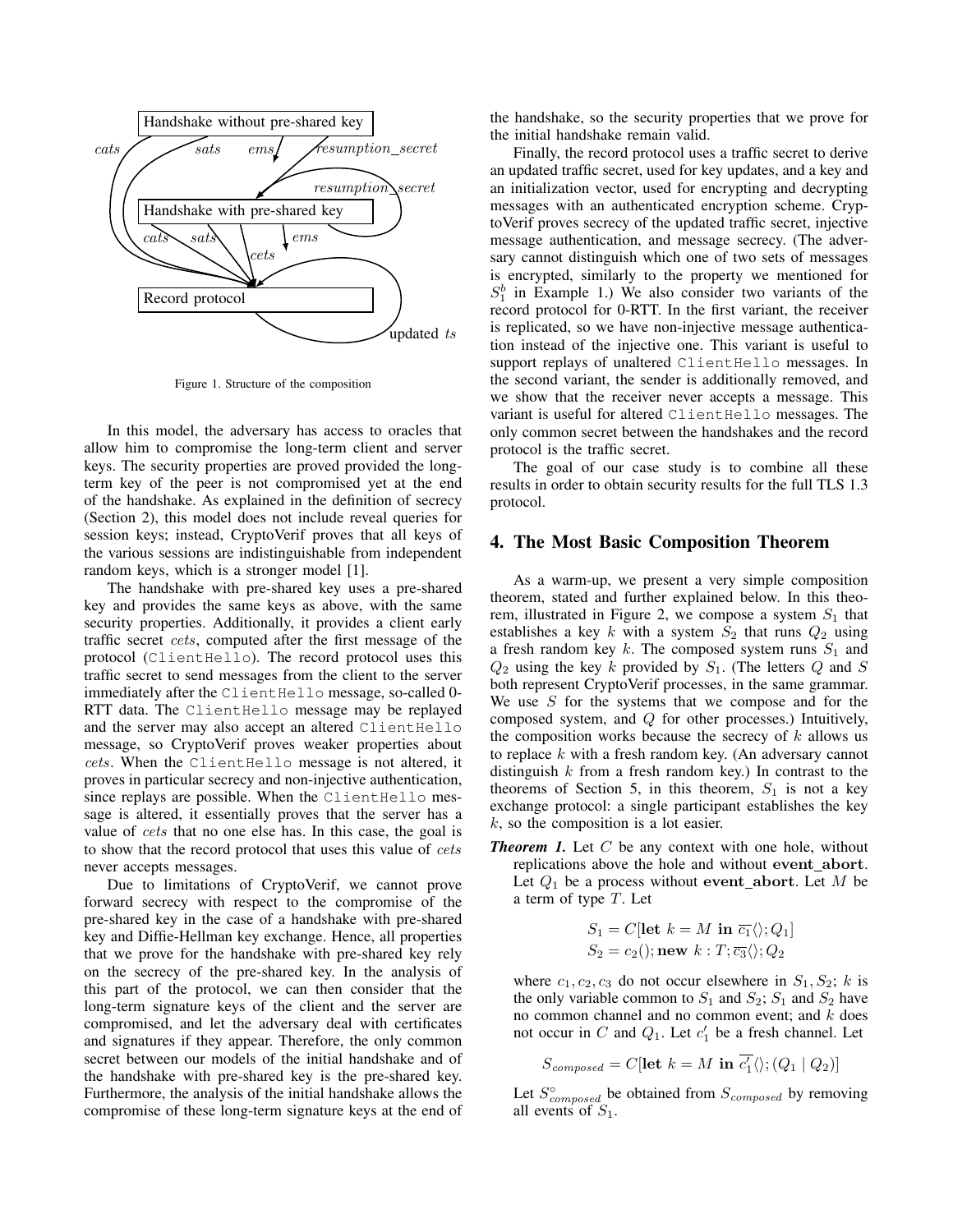Handshake without pre-shared key

$cats$ $sats$ $ems$ $resumption\_secret$

$resumption\_secret$

Handshake with pre-shared key

$cats$ $sats$ $cets$ $ems$

Record protocol

updated $ts$

Figure 1. Structure of the composition

In this model, the adversary has access to oracles that allow him to compromise the long-term client and server keys. The security properties are proved provided the long-term key of the peer is not compromised yet at the end of the handshake. As explained in the definition of secrecy (Section 2), this model does not include reveal queries for session keys; instead, CryptoVerif proves that all keys of the various sessions are indistinguishable from independent random keys, which is a stronger model [1].

The handshake with pre-shared key uses a pre-shared key and provides the same keys as above, with the same security properties. Additionally, it provides a client early traffic secret $cets$, computed after the first message of the protocol (`ClientHello`). The record protocol uses this traffic secret to send messages from the client to the server immediately after the `ClientHello` message, so-called 0-RTT data. The `ClientHello` message may be replayed and the server may also accept an altered `ClientHello` message, so CryptoVerif proves weaker properties about $cets$. When the `ClientHello` message is not altered, it proves in particular secrecy and non-injective authentication, since replays are possible. When the `ClientHello` message is altered, it essentially proves that the server has a value of $cets$ that no one else has. In this case, the goal is to show that the record protocol that uses this value of $cets$ never accepts messages.

Due to limitations of CryptoVerif, we cannot prove forward secrecy with respect to the compromise of the pre-shared key in the case of a handshake with pre-shared key and Diffie-Hellman key exchange. Hence, all properties that we prove for the handshake with pre-shared key rely on the secrecy of the pre-shared key. In the analysis of this part of the protocol, we can then consider that the long-term signature keys of the client and the server are compromised, and let the adversary deal with certificates and signatures if they appear. Therefore, the only common secret between our models of the initial handshake and of the handshake with pre-shared key is the pre-shared key. Furthermore, the analysis of the initial handshake allows the compromise of these long-term signature keys at the end of the handshake, so the security properties that we prove for the initial handshake remain valid.

Finally, the record protocol uses a traffic secret to derive an updated traffic secret, used for key updates, and a key and an initialization vector, used for encrypting and decrypting messages with an authenticated encryption scheme. CryptoVerif proves secrecy of the updated traffic secret, injective message authentication, and message secrecy. (The adversary cannot distinguish which one of two sets of messages is encrypted, similarly to the property we mentioned for $S_1^b$ in Example 1.) We also consider two variants of the record protocol for 0-RTT. In the first variant, the receiver is replicated, so we have non-injective message authentication instead of the injective one. This variant is useful to support replays of unaltered `ClientHello` messages. In the second variant, the sender is additionally removed, and we show that the receiver never accepts a message. This variant is useful for altered `ClientHello` messages. The only common secret between the handshakes and the record protocol is the traffic secret.

The goal of our case study is to combine all these results in order to obtain security results for the full TLS 1.3 protocol.

## 4. The Most Basic Composition Theorem

As a warm-up, we present a very simple composition theorem, stated and further explained below. In this theorem, illustrated in Figure 2, we compose a system $S_1$ that establishes a key $k$ with a system $S_2$ that runs $Q_2$ using a fresh random key $k$. The composed system runs $S_1$ and $Q_2$ using the key $k$ provided by $S_1$. (The letters $Q$ and $S$ both represent CryptoVerif processes, in the same grammar. We use $S$ for the systems that we compose and for the composed system, and $Q$ for other processes.) Intuitively, the composition works because the secrecy of $k$ allows us to replace $k$ with a fresh random key. (An adversary cannot distinguish $k$ from a fresh random key.) In contrast to the theorems of Section 5, in this theorem, $S_1$ is not a key exchange protocol: a single participant establishes the key $k$, so the composition is a lot easier.

***Theorem 1.*** Let $C$ be any context with one hole, without replications above the hole and without **event_abort**. Let $Q_1$ be a process without **event_abort**. Let $M$ be a term of type $T$. Let

$$S_1 = C[\textbf{let } k = M \textbf{ in } \overline{c_1}\langle\rangle; Q_1]$$
$$S_2 = c_2(); \textbf{new } k : T; \overline{c_3}\langle\rangle; Q_2$$

where $c_1, c_2, c_3$ do not occur elsewhere in $S_1, S_2$; $k$ is the only variable common to $S_1$ and $S_2$; $S_1$ and $S_2$ have no common channel and no common event; and $k$ does not occur in $C$ and $Q_1$. Let $c_1'$ be a fresh channel. Let

$$S_{composed} = C[\textbf{let } k = M \textbf{ in } \overline{c_1'}\langle\rangle; (Q_1 \mid Q_2)]$$

Let $S^\circ_{composed}$ be obtained from $S_{composed}$ by removing all events of $S_1$.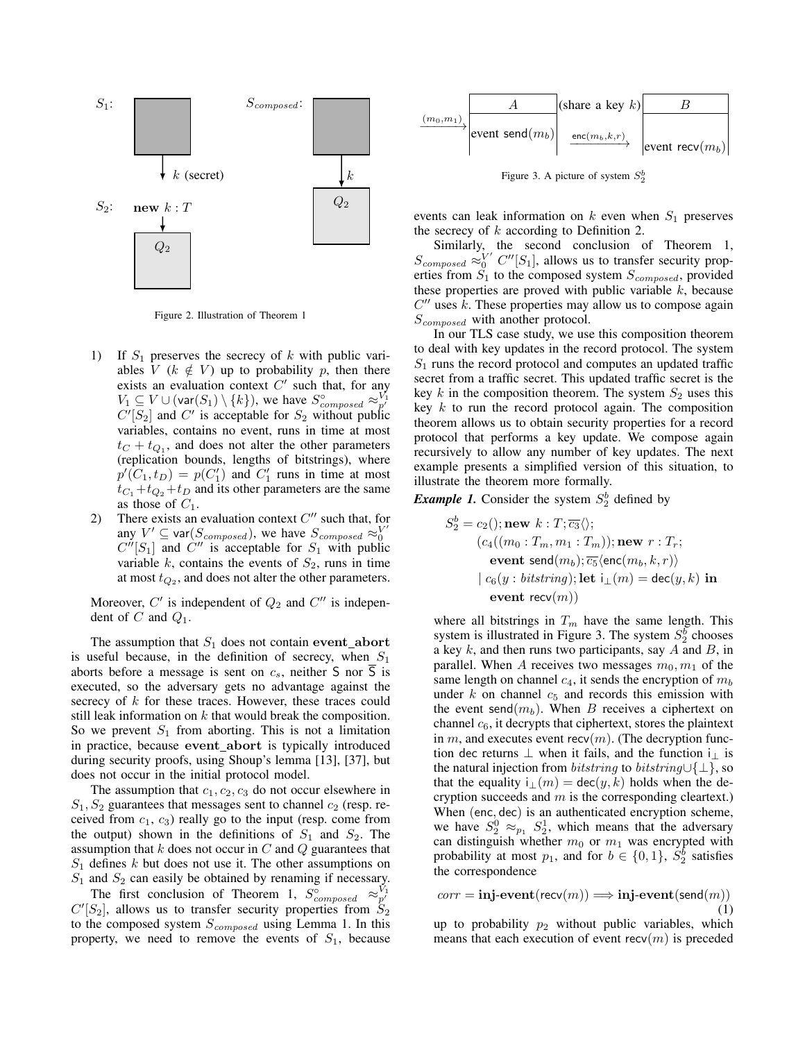Figure 2. Illustration of Theorem 1

1) If $S_1$ preserves the secrecy of $k$ with public variables $V$ ($k \notin V$) up to probability $p$, then there exists an evaluation context $C'$ such that, for any $V_1 \subseteq V \cup (\mathsf{var}(S_1) \setminus \{k\})$, we have $S^{\circ}_{composed} \approx^{V_1}_{p'} C'[S_2]$ and $C'$ is acceptable for $S_2$ without public variables, contains no event, runs in time at most $t_C + t_{Q_1}$, and does not alter the other parameters (replication bounds, lengths of bitstrings), where $p'(C_1, t_D) = p(C'_1)$ and $C'_1$ runs in time at most $t_{C_1} + t_{Q_2} + t_D$ and its other parameters are the same as those of $C_1$.
2) There exists an evaluation context $C''$ such that, for any $V' \subseteq \mathsf{var}(S_{composed})$, we have $S_{composed} \approx^{V'}_0 C''[S_1]$ and $C''$ is acceptable for $S_1$ with public variable $k$, contains the events of $S_2$, runs in time at most $t_{Q_2}$, and does not alter the other parameters.

Moreover, $C'$ is independent of $Q_2$ and $C''$ is independent of $C$ and $Q_1$.

The assumption that $S_1$ does not contain **event_abort** is useful because, in the definition of secrecy, when $S_1$ aborts before a message is sent on $c_s$, neither $\mathsf{S}$ nor $\overline{\mathsf{S}}$ is executed, so the adversary gets no advantage against the secrecy of $k$ for these traces. However, these traces could still leak information on $k$ that would break the composition. So we prevent $S_1$ from aborting. This is not a limitation in practice, because **event_abort** is typically introduced during security proofs, using Shoup's lemma [13], [37], but does not occur in the initial protocol model.

The assumption that $c_1, c_2, c_3$ do not occur elsewhere in $S_1, S_2$ guarantees that messages sent to channel $c_2$ (resp. received from $c_1$, $c_3$) really go to the input (resp. come from the output) shown in the definitions of $S_1$ and $S_2$. The assumption that $k$ does not occur in $C$ and $Q$ guarantees that $S_1$ defines $k$ but does not use it. The other assumptions on $S_1$ and $S_2$ can easily be obtained by renaming if necessary.

The first conclusion of Theorem 1, $S^{\circ}_{composed} \approx^{V_1}_{p'} C'[S_2]$, allows us to transfer security properties from $S_2$ to the composed system $S_{composed}$ using Lemma 1. In this property, we need to remove the events of $S_1$, because events can leak information on $k$ even when $S_1$ preserves the secrecy of $k$ according to Definition 2.

Similarly, the second conclusion of Theorem 1, $S_{composed} \approx^{V'}_0 C''[S_1]$, allows us to transfer security properties from $S_1$ to the composed system $S_{composed}$, provided these properties are proved with public variable $k$, because $C''$ uses $k$. These properties may allow us to compose again $S_{composed}$ with another protocol.

In our TLS case study, we use this composition theorem to deal with key updates in the record protocol. The system $S_1$ runs the record protocol and computes an updated traffic secret from a traffic secret. This updated traffic secret is the key $k$ in the composition theorem. The system $S_2$ uses this key $k$ to run the record protocol again. The composition theorem allows us to obtain security properties for a record protocol that performs a key update. We compose again recursively to allow any number of key updates. The next example presents a simplified version of this situation, to illustrate the theorem more formally.

Figure 3. A picture of system $S^b_2$

***Example 1.*** Consider the system $S^b_2$ defined by

$$
\begin{aligned}
S^b_2 = {} & c_2(); \mathbf{new}\ k : T; \overline{c_3}\langle\rangle;\\
& (c_4((m_0 : T_m, m_1 : T_m)); \mathbf{new}\ r : T_r;\\
& \quad \mathbf{event}\ \mathsf{send}(m_b); \overline{c_5}\langle \mathsf{enc}(m_b, k, r)\rangle\\
& \mid c_6(y : \mathit{bitstring}); \mathbf{let}\ \mathsf{i}_\perp(m) = \mathsf{dec}(y, k)\ \mathbf{in}\\
& \quad \mathbf{event}\ \mathsf{recv}(m))
\end{aligned}
$$

where all bitstrings in $T_m$ have the same length. This system is illustrated in Figure 3. The system $S^b_2$ chooses a key $k$, and then runs two participants, say $A$ and $B$, in parallel. When $A$ receives two messages $m_0, m_1$ of the same length on channel $c_4$, it sends the encryption of $m_b$ under $k$ on channel $c_5$ and records this emission with the event $\mathsf{send}(m_b)$. When $B$ receives a ciphertext on channel $c_6$, it decrypts that ciphertext, stores the plaintext in $m$, and executes event $\mathsf{recv}(m)$. (The decryption function $\mathsf{dec}$ returns $\perp$ when it fails, and the function $\mathsf{i}_\perp$ is the natural injection from $\mathit{bitstring}$ to $\mathit{bitstring} \cup \{\perp\}$, so that the equality $\mathsf{i}_\perp(m) = \mathsf{dec}(y, k)$ holds when the decryption succeeds and $m$ is the corresponding cleartext.) When $(\mathsf{enc}, \mathsf{dec})$ is an authenticated encryption scheme, we have $S^0_2 \approx_{p_1} S^1_2$, which means that the adversary can distinguish whether $m_0$ or $m_1$ was encrypted with probability at most $p_1$, and for $b \in \{0, 1\}$, $S^b_2$ satisfies the correspondence

$$
corr = \mathbf{inj\text{-}event}(\mathsf{recv}(m)) \Longrightarrow \mathbf{inj\text{-}event}(\mathsf{send}(m)) \quad (1)
$$

up to probability $p_2$ without public variables, which means that each execution of event $\mathsf{recv}(m)$ is preceded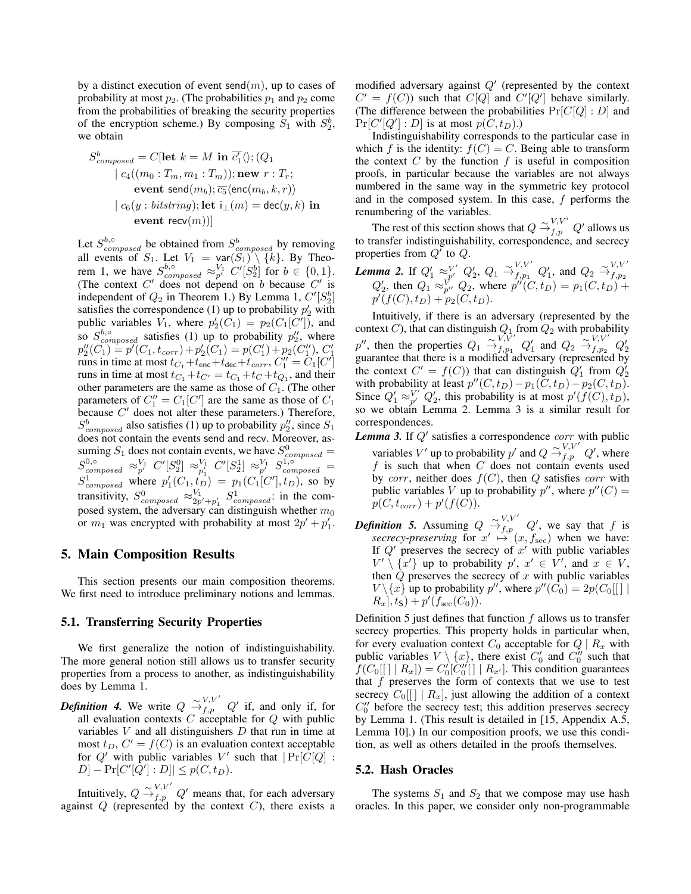by a distinct execution of event $\mathsf{send}(m)$, up to cases of probability at most $p_2$. (The probabilities $p_1$ and $p_2$ come from the probabilities of breaking the security properties of the encryption scheme.) By composing $S_1$ with $S_2^b$, we obtain

$$
\begin{aligned}
S^b_{composed} = C[&\mathbf{let}\ k = M\ \mathbf{in}\ \overline{c_1'}\langle\rangle;(Q_1 \\
&\mid c_4((m_0 : T_m, m_1 : T_m)); \mathbf{new}\ r : T_r; \\
&\quad \mathbf{event}\ \mathsf{send}(m_b); \overline{c_5}\langle \mathsf{enc}(m_b, k, r)\rangle \\
&\mid c_6(y : \mathit{bitstring}); \mathbf{let}\ \mathsf{i}_\perp(m) = \mathsf{dec}(y, k)\ \mathbf{in} \\
&\quad \mathbf{event}\ \mathsf{recv}(m))]
\end{aligned}
$$

Let $S^{b,\circ}_{composed}$ be obtained from $S^b_{composed}$ by removing all events of $S_1$. Let $V_1 = \mathsf{var}(S_1) \setminus \{k\}$. By Theorem 1, we have $S^{b,\circ}_{composed} \approx^{V_1}_{p'} C'[S_2^b]$ for $b \in \{0,1\}$. (The context $C'$ does not depend on $b$ because $C'$ is independent of $Q_2$ in Theorem 1.) By Lemma 1, $C'[S_2^b]$ satisfies the correspondence (1) up to probability $p_2'$ with public variables $V_1$, where $p_2'(C_1) = p_2(C_1[C'])$, and so $S^{b,\circ}_{composed}$ satisfies (1) up to probability $p_2''$, where $p_2''(C_1) = p'(C_1, t_{corr}) + p_2'(C_1) = p(C_1') + p_2(C_1'')$, $C_1'$ runs in time at most $t_{C_1} + t_{\mathsf{enc}} + t_{\mathsf{dec}} + t_{corr}$, $C_1'' = C_1[C']$ runs in time at most $t_{C_1} + t_{C'} = t_{C_1} + t_C + t_{Q_1}$, and their other parameters are the same as those of $C_1$. (The other parameters of $C_1'' = C_1[C']$ are the same as those of $C_1$ because $C'$ does not alter these parameters.) Therefore, $S^b_{composed}$ also satisfies (1) up to probability $p_2''$, since $S_1$ does not contain the events send and recv. Moreover, assuming $S_1$ does not contain events, we have $S^0_{composed} = S^{0,\circ}_{composed} \approx^{V_1}_{p'} C'[S_2^0] \approx^{V_1}_{p_1'} C'[S_2^1] \approx^{V_1}_{p'} S^{1,\circ}_{composed} = S^1_{composed}$ where $p_1'(C_1, t_D) = p_1(C_1[C'], t_D)$, so by transitivity, $S^0_{composed} \approx^{V_1}_{2p'+p_1'} S^1_{composed}$: in the composed system, the adversary can distinguish whether $m_0$ or $m_1$ was encrypted with probability at most $2p' + p_1'$.

## 5. Main Composition Results

This section presents our main composition theorems. We first need to introduce preliminary notions and lemmas.

### 5.1. Transferring Security Properties

We first generalize the notion of indistinguishability. The more general notion still allows us to transfer security properties from a process to another, as indistinguishability does by Lemma 1.

***Definition 4.*** We write $Q \overset{\sim}{\to}^{V,V'}_{f,p} Q'$ if, and only if, for all evaluation contexts $C$ acceptable for $Q$ with public variables $V$ and all distinguishers $D$ that run in time at most $t_D$, $C' = f(C)$ is an evaluation context acceptable for $Q'$ with public variables $V'$ such that $|\Pr[C[Q] : D] - \Pr[C'[Q'] : D]| \le p(C, t_D)$.

Intuitively, $Q \overset{\sim}{\to}^{V,V'}_{f,p} Q'$ means that, for each adversary against $Q$ (represented by the context $C$), there exists a modified adversary against $Q'$ (represented by the context $C' = f(C)$) such that $C[Q]$ and $C'[Q']$ behave similarly. (The difference between the probabilities $\Pr[C[Q] : D]$ and $\Pr[C'[Q'] : D]$ is at most $p(C, t_D)$.)

Indistinguishability corresponds to the particular case in which $f$ is the identity: $f(C) = C$. Being able to transform the context $C$ by the function $f$ is useful in composition proofs, in particular because the variables are not always numbered in the same way in the symmetric key protocol and in the composed system. In this case, $f$ performs the renumbering of the variables.

The rest of this section shows that $Q \overset{\sim}{\to}^{V,V'}_{f,p} Q'$ allows us to transfer indistinguishability, correspondence, and secrecy properties from $Q'$ to $Q$.

***Lemma 2.*** If $Q_1' \approx^{V'}_{p'} Q_2'$, $Q_1 \overset{\sim}{\to}^{V,V'}_{f,p_1} Q_1'$, and $Q_2 \overset{\sim}{\to}^{V,V'}_{f,p_2} Q_2'$, then $Q_1 \approx^{V}_{p''} Q_2$, where $p''(C, t_D) = p_1(C, t_D) + p'(f(C), t_D) + p_2(C, t_D)$.

Intuitively, if there is an adversary (represented by the context $C$), that can distinguish $Q_1$ from $Q_2$ with probability $p''$, then the properties $Q_1 \overset{\sim}{\to}^{V,V'}_{f,p_1} Q_1'$ and $Q_2 \overset{\sim}{\to}^{V,V'}_{f,p_2} Q_2'$ guarantee that there is a modified adversary (represented by the context $C' = f(C)$) that can distinguish $Q_1'$ from $Q_2'$ with probability at least $p''(C, t_D) - p_1(C, t_D) - p_2(C, t_D)$. Since $Q_1' \approx^{V'}_{p'} Q_2'$, this probability is at most $p'(f(C), t_D)$, so we obtain Lemma 2. Lemma 3 is a similar result for correspondences.

***Lemma 3.*** If $Q'$ satisfies a correspondence $corr$ with public variables $V'$ up to probability $p'$ and $Q \overset{\sim}{\to}^{V,V'}_{f,p} Q'$, where $f$ is such that when $C$ does not contain events used by $corr$, neither does $f(C)$, then $Q$ satisfies $corr$ with public variables $V$ up to probability $p''$, where $p''(C) = p(C, t_{corr}) + p'(f(C))$.

***Definition 5.*** Assuming $Q \overset{\sim}{\to}^{V,V'}_{f,p} Q'$, we say that $f$ is *secrecy-preserving* for $x' \mapsto (x, f_{\mathrm{sec}})$ when we have: If $Q'$ preserves the secrecy of $x'$ with public variables $V' \setminus \{x'\}$ up to probability $p'$, $x' \in V'$, and $x \in V$, then $Q$ preserves the secrecy of $x$ with public variables $V \setminus \{x\}$ up to probability $p''$, where $p''(C_0) = 2p(C_0[[] \mid R_x], t_{\mathsf{S}}) + p'(f_{\mathrm{sec}}(C_0))$.

Definition 5 just defines that function $f$ allows us to transfer secrecy properties. This property holds in particular when, for every evaluation context $C_0$ acceptable for $Q \mid R_x$ with public variables $V \setminus \{x\}$, there exist $C_0'$ and $C_0''$ such that $f(C_0[[] \mid R_x]) = C_0'[C_0''[] \mid R_{x'}]$. This condition guarantees that $f$ preserves the form of contexts that we use to test secrecy $C_0[[] \mid R_x]$, just allowing the addition of a context $C_0''$ before the secrecy test; this addition preserves secrecy by Lemma 1. (This result is detailed in [15, Appendix A.5, Lemma 10].) In our composition proofs, we use this condition, as well as others detailed in the proofs themselves.

### 5.2. Hash Oracles

The systems $S_1$ and $S_2$ that we compose may use hash oracles. In this paper, we consider only non-programmable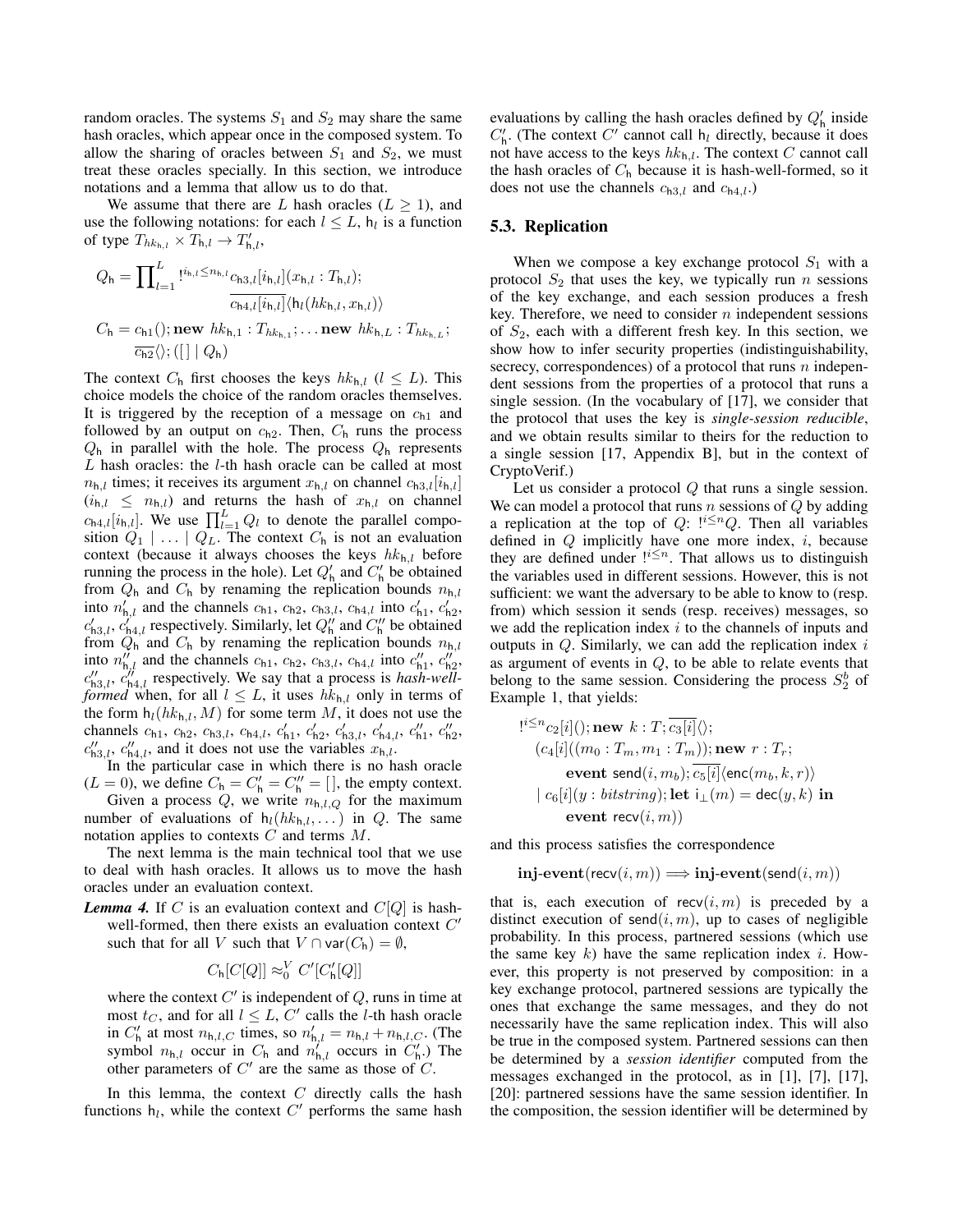random oracles. The systems $S_1$ and $S_2$ may share the same hash oracles, which appear once in the composed system. To allow the sharing of oracles between $S_1$ and $S_2$, we must treat these oracles specially. In this section, we introduce notations and a lemma that allow us to do that.

We assume that there are $L$ hash oracles ($L \geq 1$), and use the following notations: for each $l \leq L$, $\mathsf{h}_l$ is a function of type $T_{hk_{\mathsf{h},l}} \times T_{\mathsf{h},l} \to T'_{\mathsf{h},l}$,

$$Q_\mathsf{h} = \prod_{l=1}^{L} !^{i_{\mathsf{h},l} \leq n_{\mathsf{h},l}} c_{\mathsf{h}3,l}[i_{\mathsf{h},l}](x_{\mathsf{h},l} : T_{\mathsf{h},l}); \overline{c_{\mathsf{h}4,l}[i_{\mathsf{h},l}]}\langle \mathsf{h}_l(hk_{\mathsf{h},l}, x_{\mathsf{h},l})\rangle$$

$$C_\mathsf{h} = c_{\mathsf{h}1}(); \mathbf{new}\ hk_{\mathsf{h},1} : T_{hk_{\mathsf{h},1}}; \dots \mathbf{new}\ hk_{\mathsf{h},L} : T_{hk_{\mathsf{h},L}}; \overline{c_{\mathsf{h}2}}\langle\rangle; ([\,] \mid Q_\mathsf{h})$$

The context $C_\mathsf{h}$ first chooses the keys $hk_{\mathsf{h},l}$ ($l \leq L$). This choice models the choice of the random oracles themselves. It is triggered by the reception of a message on $c_{\mathsf{h}1}$ and followed by an output on $c_{\mathsf{h}2}$. Then, $C_\mathsf{h}$ runs the process $Q_\mathsf{h}$ in parallel with the hole. The process $Q_\mathsf{h}$ represents $L$ hash oracles: the $l$-th hash oracle can be called at most $n_{\mathsf{h},l}$ times; it receives its argument $x_{\mathsf{h},l}$ on channel $c_{\mathsf{h}3,l}[i_{\mathsf{h},l}]$ ($i_{\mathsf{h},l} \leq n_{\mathsf{h},l}$) and returns the hash of $x_{\mathsf{h},l}$ on channel $c_{\mathsf{h}4,l}[i_{\mathsf{h},l}]$. We use $\prod_{l=1}^{L} Q_l$ to denote the parallel composition $Q_1 \mid \dots \mid Q_L$. The context $C_\mathsf{h}$ is not an evaluation context (because it always chooses the keys $hk_{\mathsf{h},l}$ before running the process in the hole). Let $Q'_\mathsf{h}$ and $C'_\mathsf{h}$ be obtained from $Q_\mathsf{h}$ and $C_\mathsf{h}$ by renaming the replication bounds $n_{\mathsf{h},l}$ into $n'_{\mathsf{h},l}$ and the channels $c_{\mathsf{h}1}$, $c_{\mathsf{h}2}$, $c_{\mathsf{h}3,l}$, $c_{\mathsf{h}4,l}$ into $c'_{\mathsf{h}1}$, $c'_{\mathsf{h}2}$, $c'_{\mathsf{h}3,l}$, $c'_{\mathsf{h}4,l}$ respectively. Similarly, let $Q''_\mathsf{h}$ and $C''_\mathsf{h}$ be obtained from $Q_\mathsf{h}$ and $C_\mathsf{h}$ by renaming the replication bounds $n_{\mathsf{h},l}$ into $n''_{\mathsf{h},l}$ and the channels $c_{\mathsf{h}1}$, $c_{\mathsf{h}2}$, $c_{\mathsf{h}3,l}$, $c_{\mathsf{h}4,l}$ into $c''_{\mathsf{h}1}$, $c''_{\mathsf{h}2}$, $c''_{\mathsf{h}3,l}$, $c''_{\mathsf{h}4,l}$ respectively. We say that a process is *hash-well-formed* when, for all $l \leq L$, it uses $hk_{\mathsf{h},l}$ only in terms of the form $\mathsf{h}_l(hk_{\mathsf{h},l}, M)$ for some term $M$, it does not use the channels $c_{\mathsf{h}1}$, $c_{\mathsf{h}2}$, $c_{\mathsf{h}3,l}$, $c_{\mathsf{h}4,l}$, $c'_{\mathsf{h}1}$, $c'_{\mathsf{h}2}$, $c'_{\mathsf{h}3,l}$, $c'_{\mathsf{h}4,l}$, $c''_{\mathsf{h}1}$, $c''_{\mathsf{h}2}$, $c''_{\mathsf{h}3,l}$, $c''_{\mathsf{h}4,l}$, and it does not use the variables $x_{\mathsf{h},l}$.

In the particular case in which there is no hash oracle ($L = 0$), we define $C_\mathsf{h} = C'_\mathsf{h} = C''_\mathsf{h} = [\,]$, the empty context.

Given a process $Q$, we write $n_{\mathsf{h},l,Q}$ for the maximum number of evaluations of $\mathsf{h}_l(hk_{\mathsf{h},l}, \dots)$ in $Q$. The same notation applies to contexts $C$ and terms $M$.

The next lemma is the main technical tool that we use to deal with hash oracles. It allows us to move the hash oracles under an evaluation context.

***Lemma 4.*** If $C$ is an evaluation context and $C[Q]$ is hash-well-formed, then there exists an evaluation context $C'$ such that for all $V$ such that $V \cap \mathsf{var}(C_\mathsf{h}) = \emptyset$,

$$C_\mathsf{h}[C[Q]] \approx_0^V C'[C'_\mathsf{h}[Q]]$$

where the context $C'$ is independent of $Q$, runs in time at most $t_C$, and for all $l \leq L$, $C'$ calls the $l$-th hash oracle in $C'_\mathsf{h}$ at most $n_{\mathsf{h},l,C}$ times, so $n'_{\mathsf{h},l} = n_{\mathsf{h},l} + n_{\mathsf{h},l,C}$. (The symbol $n_{\mathsf{h},l}$ occur in $C_\mathsf{h}$ and $n'_{\mathsf{h},l}$ occurs in $C'_\mathsf{h}$.) The other parameters of $C'$ are the same as those of $C$.

In this lemma, the context $C$ directly calls the hash functions $\mathsf{h}_l$, while the context $C'$ performs the same hash evaluations by calling the hash oracles defined by $Q'_\mathsf{h}$ inside $C'_\mathsf{h}$. (The context $C'$ cannot call $\mathsf{h}_l$ directly, because it does not have access to the keys $hk_{\mathsf{h},l}$. The context $C$ cannot call the hash oracles of $C_\mathsf{h}$ because it is hash-well-formed, so it does not use the channels $c_{\mathsf{h}3,l}$ and $c_{\mathsf{h}4,l}$.)

### 5.3. Replication

When we compose a key exchange protocol $S_1$ with a protocol $S_2$ that uses the key, we typically run $n$ sessions of the key exchange, and each session produces a fresh key. Therefore, we need to consider $n$ independent sessions of $S_2$, each with a different fresh key. In this section, we show how to infer security properties (indistinguishability, secrecy, correspondences) of a protocol that runs $n$ independent sessions from the properties of a protocol that runs a single session. (In the vocabulary of [17], we consider that the protocol that uses the key is *single-session reducible*, and we obtain results similar to theirs for the reduction to a single session [17, Appendix B], but in the context of CryptoVerif.)

Let us consider a protocol $Q$ that runs a single session. We can model a protocol that runs $n$ sessions of $Q$ by adding a replication at the top of $Q$: $!^{i \leq n} Q$. Then all variables defined in $Q$ implicitly have one more index, $i$, because they are defined under $!^{i \leq n}$. That allows us to distinguish the variables used in different sessions. However, this is not sufficient: we want the adversary to be able to know to (resp. from) which session it sends (resp. receives) messages, so we add the replication index $i$ to the channels of inputs and outputs in $Q$. Similarly, we can add the replication index $i$ as argument of events in $Q$, to be able to relate events that belong to the same session. Considering the process $S_2^b$ of Example 1, that yields:

$$\begin{aligned}
&!^{i \leq n} c_2[i](); \mathbf{new}\ k : T; \overline{c_3[i]}\langle\rangle; \\
&\quad (c_4[i]((m_0 : T_m, m_1 : T_m)); \mathbf{new}\ r : T_r; \\
&\quad\quad \mathbf{event}\ \mathsf{send}(i, m_b); \overline{c_5[i]}\langle \mathsf{enc}(m_b, k, r)\rangle \\
&\quad \mid c_6[i](y : \mathit{bitstring}); \mathbf{let}\ \mathsf{i}_\perp(m) = \mathsf{dec}(y, k)\ \mathbf{in} \\
&\quad\quad \mathbf{event}\ \mathsf{recv}(i, m))
\end{aligned}$$

and this process satisfies the correspondence

$$\mathbf{inj\text{-}event}(\mathsf{recv}(i, m)) \Longrightarrow \mathbf{inj\text{-}event}(\mathsf{send}(i, m))$$

that is, each execution of $\mathsf{recv}(i, m)$ is preceded by a distinct execution of $\mathsf{send}(i, m)$, up to cases of negligible probability. In this process, partnered sessions (which use the same key $k$) have the same replication index $i$. However, this property is not preserved by composition: in a key exchange protocol, partnered sessions are typically the ones that exchange the same messages, and they do not necessarily have the same replication index. This will also be true in the composed system. Partnered sessions can then be determined by a *session identifier* computed from the messages exchanged in the protocol, as in [1], [7], [17], [20]: partnered sessions have the same session identifier. In the composition, the session identifier will be determined by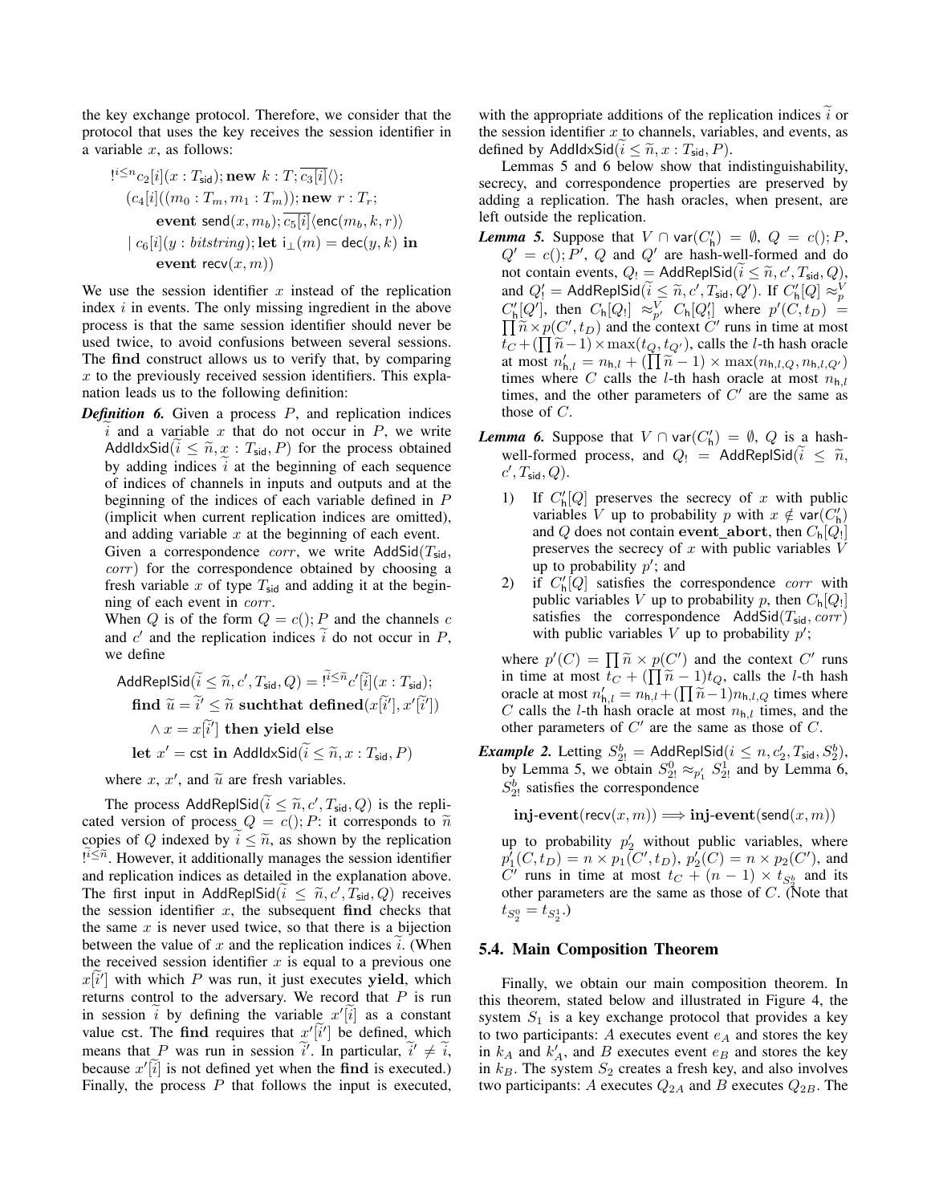the key exchange protocol. Therefore, we consider that the protocol that uses the key receives the session identifier in a variable $x$, as follows:

$$
\begin{aligned}
&!^{i \le n} c_2[i](x : T_{\mathsf{sid}}); \mathbf{new}\ k : T; \overline{c_3[i]}\langle\rangle;\\
&\quad (c_4[i]((m_0 : T_m, m_1 : T_m)); \mathbf{new}\ r : T_r;\\
&\qquad \mathbf{event}\ \mathsf{send}(x, m_b); \overline{c_5[i]}\langle \mathsf{enc}(m_b, k, r)\rangle\\
&\quad \mid c_6[i](y : \mathit{bitstring}); \mathbf{let}\ \mathsf{i}_\perp(m) = \mathsf{dec}(y, k)\ \mathbf{in}\\
&\qquad \mathbf{event}\ \mathsf{recv}(x, m))
\end{aligned}
$$

We use the session identifier $x$ instead of the replication index $i$ in events. The only missing ingredient in the above process is that the same session identifier should never be used twice, to avoid confusions between several sessions. The **find** construct allows us to verify that, by comparing $x$ to the previously received session identifiers. This explanation leads us to the following definition:

***Definition 6.*** Given a process $P$, and replication indices $\widetilde{i}$ and a variable $x$ that do not occur in $P$, we write $\mathsf{AddIdxSid}(\widetilde{i} \le \widetilde{n}, x : T_{\mathsf{sid}}, P)$ for the process obtained by adding indices $\widetilde{i}$ at the beginning of each sequence of indices of channels in inputs and outputs and at the beginning of the indices of each variable defined in $P$ (implicit when current replication indices are omitted), and adding variable $x$ at the beginning of each event.

Given a correspondence $\mathit{corr}$, we write $\mathsf{AddSid}(T_{\mathsf{sid}}, \mathit{corr})$ for the correspondence obtained by choosing a fresh variable $x$ of type $T_{\mathsf{sid}}$ and adding it at the beginning of each event in $\mathit{corr}$.

When $Q$ is of the form $Q = c(); P$ and the channels $c$ and $c'$ and the replication indices $\widetilde{i}$ do not occur in $P$, we define

$$
\begin{aligned}
&\mathsf{AddReplSid}(\widetilde{i} \le \widetilde{n}, c', T_{\mathsf{sid}}, Q) = !^{\widetilde{i} \le \widetilde{n}} c'[\widetilde{i}](x : T_{\mathsf{sid}});\\
&\quad \mathbf{find}\ \widetilde{u} = \widetilde{i}' \le \widetilde{n}\ \mathbf{suchthat}\ \mathbf{defined}(x[\widetilde{i}'], x'[\widetilde{i}'])\\
&\qquad \wedge x = x[\widetilde{i}']\ \mathbf{then}\ \mathbf{yield}\ \mathbf{else}\\
&\quad \mathbf{let}\ x' = \mathsf{cst}\ \mathbf{in}\ \mathsf{AddIdxSid}(\widetilde{i} \le \widetilde{n}, x : T_{\mathsf{sid}}, P)
\end{aligned}
$$

where $x$, $x'$, and $\widetilde{u}$ are fresh variables.

The process $\mathsf{AddReplSid}(\widetilde{i} \le \widetilde{n}, c', T_{\mathsf{sid}}, Q)$ is the replicated version of process $Q = c(); P$: it corresponds to $\widetilde{n}$ copies of $Q$ indexed by $\widetilde{i} \le \widetilde{n}$, as shown by the replication $!^{\widetilde{i} \le \widetilde{n}}$. However, it additionally manages the session identifier and replication indices as detailed in the explanation above. The first input in $\mathsf{AddReplSid}(\widetilde{i} \le \widetilde{n}, c', T_{\mathsf{sid}}, Q)$ receives the session identifier $x$, the subsequent **find** checks that the same $x$ is never used twice, so that there is a bijection between the value of $x$ and the replication indices $\widetilde{i}$. (When the received session identifier $x$ is equal to a previous one $x[\widetilde{i}']$ with which $P$ was run, it just executes **yield**, which returns control to the adversary. We record that $P$ is run in session $\widetilde{i}$ by defining the variable $x'[\widetilde{i}]$ as a constant value $\mathsf{cst}$. The **find** requires that $x'[\widetilde{i}']$ be defined, which means that $P$ was run in session $\widetilde{i}'$. In particular, $\widetilde{i}' \neq \widetilde{i}$, because $x'[\widetilde{i}]$ is not defined yet when the **find** is executed.) Finally, the process $P$ that follows the input is executed, with the appropriate additions of the replication indices $\widetilde{i}$ or the session identifier $x$ to channels, variables, and events, as defined by $\mathsf{AddIdxSid}(\widetilde{i} \le \widetilde{n}, x : T_{\mathsf{sid}}, P)$.

Lemmas 5 and 6 below show that indistinguishability, secrecy, and correspondence properties are preserved by adding a replication. The hash oracles, when present, are left outside the replication.

***Lemma 5.*** Suppose that $V \cap \mathsf{var}(C'_{\mathsf{h}}) = \emptyset$, $Q = c(); P$, $Q' = c(); P'$, $Q$ and $Q'$ are hash-well-formed and do not contain events, $Q_! = \mathsf{AddReplSid}(\widetilde{i} \le \widetilde{n}, c', T_{\mathsf{sid}}, Q)$, and $Q'_! = \mathsf{AddReplSid}(\widetilde{i} \le \widetilde{n}, c', T_{\mathsf{sid}}, Q')$. If $C'_{\mathsf{h}}[Q] \approx_p^V C'_{\mathsf{h}}[Q']$, then $C_{\mathsf{h}}[Q_!] \approx_{p'}^V C_{\mathsf{h}}[Q'_!]$ where $p'(C, t_D) = \prod \widetilde{n} \times p(C', t_D)$ and the context $C'$ runs in time at most $t_C + (\prod \widetilde{n} - 1) \times \max(t_Q, t_{Q'})$, calls the $l$-th hash oracle at most $n'_{\mathsf{h},l} = n_{\mathsf{h},l} + (\prod \widetilde{n} - 1) \times \max(n_{\mathsf{h},l,Q}, n_{\mathsf{h},l,Q'})$ times where $C$ calls the $l$-th hash oracle at most $n_{\mathsf{h},l}$ times, and the other parameters of $C'$ are the same as those of $C$.

***Lemma 6.*** Suppose that $V \cap \mathsf{var}(C'_{\mathsf{h}}) = \emptyset$, $Q$ is a hash-well-formed process, and $Q_! = \mathsf{AddReplSid}(\widetilde{i} \le \widetilde{n}, c', T_{\mathsf{sid}}, Q)$.

1) If $C'_{\mathsf{h}}[Q]$ preserves the secrecy of $x$ with public variables $V$ up to probability $p$ with $x \notin \mathsf{var}(C'_{\mathsf{h}})$ and $Q$ does not contain **event_abort**, then $C_{\mathsf{h}}[Q_!]$ preserves the secrecy of $x$ with public variables $V$ up to probability $p'$; and
2) if $C'_{\mathsf{h}}[Q]$ satisfies the correspondence $\mathit{corr}$ with public variables $V$ up to probability $p$, then $C_{\mathsf{h}}[Q_!]$ satisfies the correspondence $\mathsf{AddSid}(T_{\mathsf{sid}}, \mathit{corr})$ with public variables $V$ up to probability $p'$;

where $p'(C) = \prod \widetilde{n} \times p(C')$ and the context $C'$ runs in time at most $t_C + (\prod \widetilde{n} - 1) t_Q$, calls the $l$-th hash oracle at most $n'_{\mathsf{h},l} = n_{\mathsf{h},l} + (\prod \widetilde{n} - 1) n_{\mathsf{h},l,Q}$ times where $C$ calls the $l$-th hash oracle at most $n_{\mathsf{h},l}$ times, and the other parameters of $C'$ are the same as those of $C$.

***Example 2.*** Letting $S^b_{2!} = \mathsf{AddReplSid}(i \le n, c'_2, T_{\mathsf{sid}}, S^b_2)$, by Lemma 5, we obtain $S^0_{2!} \approx_{p'_1} S^1_{2!}$ and by Lemma 6, $S^b_{2!}$ satisfies the correspondence

$$\mathbf{inj\text{-}event}(\mathsf{recv}(x, m)) \Longrightarrow \mathbf{inj\text{-}event}(\mathsf{send}(x, m))$$

up to probability $p'_2$ without public variables, where $p'_1(C, t_D) = n \times p_1(C', t_D)$, $p'_2(C) = n \times p_2(C')$, and $C'$ runs in time at most $t_C + (n-1) \times t_{S^b_2}$ and its other parameters are the same as those of $C$. (Note that $t_{S^0_{2!}} = t_{S^1_{2!}}$.)

### 5.4. Main Composition Theorem

Finally, we obtain our main composition theorem. In this theorem, stated below and illustrated in Figure 4, the system $S_1$ is a key exchange protocol that provides a key to two participants: $A$ executes event $e_A$ and stores the key in $k_A$ and $k'_A$, and $B$ executes event $e_B$ and stores the key in $k_B$. The system $S_2$ creates a fresh key, and also involves two participants: $A$ executes $Q_{2A}$ and $B$ executes $Q_{2B}$. The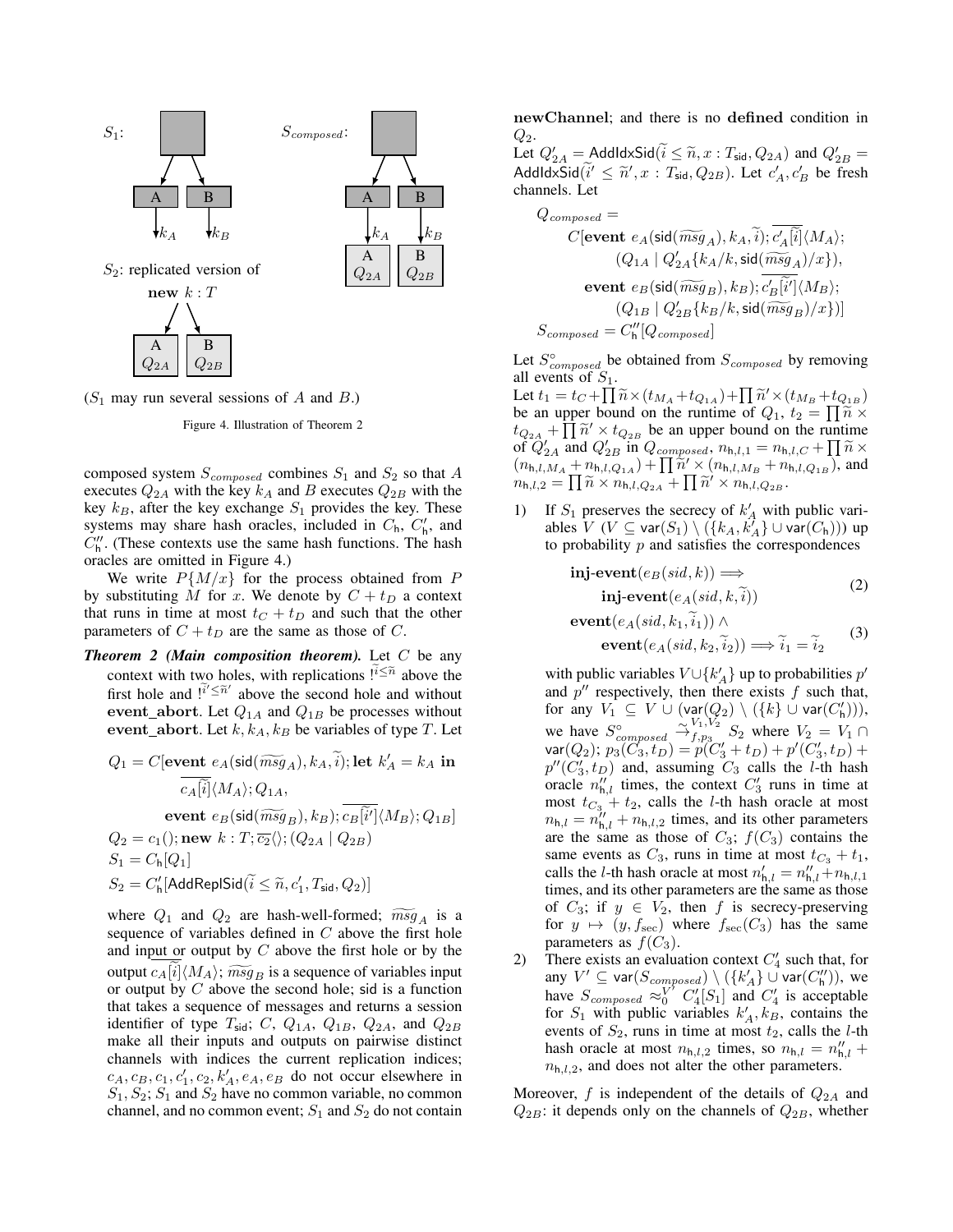$S_1$: 

$S_{composed}$:

$S_2$: replicated version of **new** $k : T$

($S_1$ may run several sessions of $A$ and $B$.)

Figure 4. Illustration of Theorem 2

composed system $S_{composed}$ combines $S_1$ and $S_2$ so that $A$ executes $Q_{2A}$ with the key $k_A$ and $B$ executes $Q_{2B}$ with the key $k_B$, after the key exchange $S_1$ provides the key. These systems may share hash oracles, included in $C_\mathsf{h}$, $C'_\mathsf{h}$, and $C''_\mathsf{h}$. (These contexts use the same hash functions. The hash oracles are omitted in Figure 4.)

We write $P\{M/x\}$ for the process obtained from $P$ by substituting $M$ for $x$. We denote by $C + t_D$ a context that runs in time at most $t_C + t_D$ and such that the other parameters of $C + t_D$ are the same as those of $C$.

***Theorem 2 (Main composition theorem).*** Let $C$ be any context with two holes, with replications $!^{\widetilde{i} \leq \widetilde{n}}$ above the first hole and $!^{\widetilde{i'} \leq \widetilde{n}'}$ above the second hole and without **event_abort**. Let $Q_{1A}$ and $Q_{1B}$ be processes without **event_abort**. Let $k, k_A, k_B$ be variables of type $T$. Let

$$Q_1 = C[\textbf{event } e_A(\mathsf{sid}(\widetilde{msg}_A), k_A, \widetilde{i}); \textbf{let } k'_A = k_A \textbf{ in } \overline{c_A[\widetilde{i}]}\langle M_A\rangle; Q_{1A}, \textbf{event } e_B(\mathsf{sid}(\widetilde{msg}_B), k_B); \overline{c_B[\widetilde{i'}]}\langle M_B\rangle; Q_{1B}]$$
$$Q_2 = c_1(); \textbf{new } k : T; \overline{c_2}\langle\rangle; (Q_{2A} \mid Q_{2B})$$
$$S_1 = C_\mathsf{h}[Q_1]$$
$$S_2 = C'_\mathsf{h}[\mathsf{AddReplSid}(\widetilde{i} \leq \widetilde{n}, c'_1, T_\mathsf{sid}, Q_2)]$$

where $Q_1$ and $Q_2$ are hash-well-formed; $\widetilde{msg}_A$ is a sequence of variables defined in $C$ above the first hole and input or output by $C$ above the first hole or by the output $\overline{c_A[\widetilde{i}]}\langle M_A\rangle$; $\widetilde{msg}_B$ is a sequence of variables input or output by $C$ above the second hole; sid is a function that takes a sequence of messages and returns a session identifier of type $T_\mathsf{sid}$; $C$, $Q_{1A}$, $Q_{1B}$, $Q_{2A}$, and $Q_{2B}$ make all their inputs and outputs on pairwise distinct channels with indices the current replication indices; $c_A, c_B, c_1, c'_1, c_2, k'_A, e_A, e_B$ do not occur elsewhere in $S_1, S_2$; $S_1$ and $S_2$ have no common variable, no common channel, and no common event; $S_1$ and $S_2$ do not contain **newChannel**; and there is no **defined** condition in $Q_2$.

Let $Q'_{2A} = \mathsf{AddIdxSid}(\widetilde{i} \leq \widetilde{n}, x : T_\mathsf{sid}, Q_{2A})$ and $Q'_{2B} = \mathsf{AddIdxSid}(\widetilde{i'} \leq \widetilde{n}', x : T_\mathsf{sid}, Q_{2B})$. Let $c'_A, c'_B$ be fresh channels. Let

$$Q_{composed} = C[\textbf{event } e_A(\mathsf{sid}(\widetilde{msg}_A), k_A, \widetilde{i}); \overline{c'_A[\widetilde{i}]}\langle M_A\rangle; (Q_{1A} \mid Q'_{2A}\{k_A/k, \mathsf{sid}(\widetilde{msg}_A)/x\}), \textbf{event } e_B(\mathsf{sid}(\widetilde{msg}_B), k_B); \overline{c'_B[\widetilde{i'}]}\langle M_B\rangle; (Q_{1B} \mid Q'_{2B}\{k_B/k, \mathsf{sid}(\widetilde{msg}_B)/x\})]$$
$$S_{composed} = C''_\mathsf{h}[Q_{composed}]$$

Let $S^\circ_{composed}$ be obtained from $S_{composed}$ by removing all events of $S_1$.

Let $t_1 = t_C + \prod \widetilde{n} \times (t_{M_A} + t_{Q_{1A}}) + \prod \widetilde{n}' \times (t_{M_B} + t_{Q_{1B}})$ be an upper bound on the runtime of $Q_1$, $t_2 = \prod \widetilde{n} \times t_{Q_{2A}} + \prod \widetilde{n}' \times t_{Q_{2B}}$ be an upper bound on the runtime of $Q'_{2A}$ and $Q'_{2B}$ in $Q_{composed}$, $n_{\mathsf{h},l,1} = n_{\mathsf{h},l,C} + \prod \widetilde{n} \times (n_{\mathsf{h},l,M_A} + n_{\mathsf{h},l,Q_{1A}}) + \prod \widetilde{n}' \times (n_{\mathsf{h},l,M_B} + n_{\mathsf{h},l,Q_{1B}})$, and $n_{\mathsf{h},l,2} = \prod \widetilde{n} \times n_{\mathsf{h},l,Q_{2A}} + \prod \widetilde{n}' \times n_{\mathsf{h},l,Q_{2B}}$.

1) If $S_1$ preserves the secrecy of $k'_A$ with public variables $V$ ($V \subseteq \mathsf{var}(S_1) \setminus (\{k_A, k'_A\} \cup \mathsf{var}(C_\mathsf{h}))$) up to probability $p$ and satisfies the correspondences
$$\textbf{inj-event}(e_B(sid, k)) \Longrightarrow \textbf{inj-event}(e_A(sid, k, \widetilde{i})) \tag{2}$$
$$\textbf{event}(e_A(sid, k_1, \widetilde{i}_1)) \wedge \textbf{event}(e_A(sid, k_2, \widetilde{i}_2)) \Longrightarrow \widetilde{i}_1 = \widetilde{i}_2 \tag{3}$$
with public variables $V \cup \{k'_A\}$ up to probabilities $p'$ and $p''$ respectively, then there exists $f$ such that, for any $V_1 \subseteq V \cup (\mathsf{var}(Q_2) \setminus (\{k\} \cup \mathsf{var}(C''_\mathsf{h})))$, we have $S^\circ_{composed} \overset{V_1, V_2}{\rightsquigarrow}_{f, p_3} S_2$ where $V_2 = V_1 \cap \mathsf{var}(Q_2)$; $p_3(C_3, t_D) = p(C'_3 + t_D) + p'(C'_3, t_D) + p''(C'_3, t_D)$ and, assuming $C_3$ calls the $l$-th hash oracle $n''_{\mathsf{h},l}$ times, the context $C'_3$ runs in time at most $t_{C_3} + t_2$, calls the $l$-th hash oracle at most $n_{\mathsf{h},l} = n''_{\mathsf{h},l} + n_{\mathsf{h},l,2}$ times, and its other parameters are the same as those of $C_3$; $f(C_3)$ contains the same events as $C_3$, runs in time at most $t_{C_3} + t_1$, calls the $l$-th hash oracle at most $n'_{\mathsf{h},l} = n''_{\mathsf{h},l} + n_{\mathsf{h},l,1}$ times, and its other parameters are the same as those of $C_3$; if $y \in V_2$, then $f$ is secrecy-preserving for $y \mapsto (y, f_{\mathrm{sec}})$ where $f_{\mathrm{sec}}(C_3)$ has the same parameters as $f(C_3)$.

2) There exists an evaluation context $C'_4$ such that, for any $V' \subseteq \mathsf{var}(S_{composed}) \setminus (\{k'_A\} \cup \mathsf{var}(C''_\mathsf{h}))$, we have $S_{composed} \approx_0^{V'} C'_4[S_1]$ and $C'_4$ is acceptable for $S_1$ with public variables $k'_A, k_B$, contains the events of $S_2$, runs in time at most $t_2$, calls the $l$-th hash oracle at most $n_{\mathsf{h},l,2}$ times, so $n_{\mathsf{h},l} = n''_{\mathsf{h},l} + n_{\mathsf{h},l,2}$, and does not alter the other parameters.

Moreover, $f$ is independent of the details of $Q_{2A}$ and $Q_{2B}$: it depends only on the channels of $Q_{2B}$, whether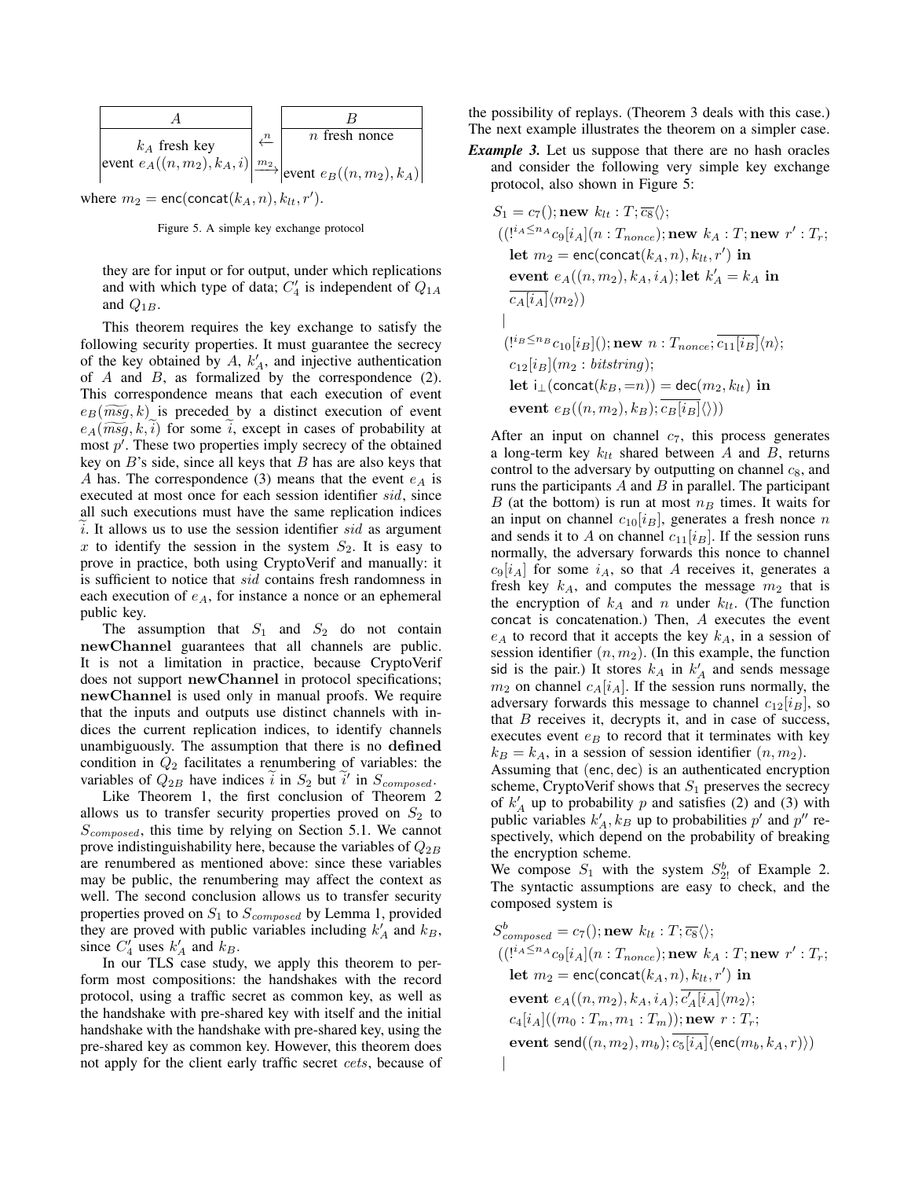| $A$ | | $B$ |
|---|---|---|
| $k_A$ fresh key | $\xleftarrow{n}$ | $n$ fresh nonce |
| event $e_A((n, m_2), k_A, i)$ | $\xrightarrow{m_2}$ | event $e_B((n, m_2), k_A)$ |

where $m_2 = \mathsf{enc}(\mathsf{concat}(k_A, n), k_{lt}, r')$.

Figure 5. A simple key exchange protocol

they are for input or for output, under which replications and with which type of data; $C'_4$ is independent of $Q_{1A}$ and $Q_{1B}$.

This theorem requires the key exchange to satisfy the following security properties. It must guarantee the secrecy of the key obtained by $A$, $k'_A$, and injective authentication of $A$ and $B$, as formalized by the correspondence (2). This correspondence means that each execution of event $e_B(\widetilde{msg}, k)$ is preceded by a distinct execution of event $e_A(\widetilde{msg}, k, \widetilde{i})$ for some $\widetilde{i}$, except in cases of probability at most $p'$. These two properties imply secrecy of the obtained key on $B$'s side, since all keys that $B$ has are also keys that $A$ has. The correspondence (3) means that the event $e_A$ is executed at most once for each session identifier $sid$, since all such executions must have the same replication indices $\widetilde{i}$. It allows us to use the session identifier $sid$ as argument $x$ to identify the session in the system $S_2$. It is easy to prove in practice, both using CryptoVerif and manually: it is sufficient to notice that $sid$ contains fresh randomness in each execution of $e_A$, for instance a nonce or an ephemeral public key.

The assumption that $S_1$ and $S_2$ do not contain **newChannel** guarantees that all channels are public. It is not a limitation in practice, because CryptoVerif does not support **newChannel** in protocol specifications; **newChannel** is used only in manual proofs. We require that the inputs and outputs use distinct channels with indices the current replication indices, to identify channels unambiguously. The assumption that there is no **defined** condition in $Q_2$ facilitates a renumbering of variables: the variables of $Q_{2B}$ have indices $\widetilde{i}$ in $S_2$ but $\widetilde{i}'$ in $S_{composed}$.

Like Theorem 1, the first conclusion of Theorem 2 allows us to transfer security properties proved on $S_2$ to $S_{composed}$, this time by relying on Section 5.1. We cannot prove indistinguishability here, because the variables of $Q_{2B}$ are renumbered as mentioned above: since these variables may be public, the renumbering may affect the context as well. The second conclusion allows us to transfer security properties proved on $S_1$ to $S_{composed}$ by Lemma 1, provided they are proved with public variables including $k'_A$ and $k_B$, since $C'_4$ uses $k'_A$ and $k_B$.

In our TLS case study, we apply this theorem to perform most compositions: the handshakes with the record protocol, using a traffic secret as common key, as well as the handshake with pre-shared key with itself and the initial handshake with the handshake with pre-shared key, using the pre-shared key as common key. However, this theorem does not apply for the client early traffic secret $cets$, because of the possibility of replays. (Theorem 3 deals with this case.) The next example illustrates the theorem on a simpler case.

***Example 3.*** Let us suppose that there are no hash oracles and consider the following very simple key exchange protocol, also shown in Figure 5:

$$
\begin{aligned}
S_1 = {} & c_7(); \textbf{new } k_{lt} : T; \overline{c_8}\langle\rangle; \\
& ((!^{i_A \le n_A} c_9[i_A](n : T_{nonce}); \textbf{new } k_A : T; \textbf{new } r' : T_r; \\
& \quad \textbf{let } m_2 = \mathsf{enc}(\mathsf{concat}(k_A, n), k_{lt}, r') \textbf{ in} \\
& \quad \textbf{event } e_A((n, m_2), k_A, i_A); \textbf{let } k'_A = k_A \textbf{ in} \\
& \quad \overline{c_A[i_A]}\langle m_2\rangle) \\
& | \\
& (!^{i_B \le n_B} c_{10}[i_B](); \textbf{new } n : T_{nonce}; \overline{c_{11}[i_B]}\langle n\rangle; \\
& \quad c_{12}[i_B](m_2 : bitstring); \\
& \quad \textbf{let } \mathsf{i}_\bot(\mathsf{concat}(k_B, =n)) = \mathsf{dec}(m_2, k_{lt}) \textbf{ in} \\
& \quad \textbf{event } e_B((n, m_2), k_B); \overline{c_B[i_B]}\langle\rangle))
\end{aligned}
$$

After an input on channel $c_7$, this process generates a long-term key $k_{lt}$ shared between $A$ and $B$, returns control to the adversary by outputting on channel $c_8$, and runs the participants $A$ and $B$ in parallel. The participant $B$ (at the bottom) is run at most $n_B$ times. It waits for an input on channel $c_{10}[i_B]$, generates a fresh nonce $n$ and sends it to $A$ on channel $c_{11}[i_B]$. If the session runs normally, the adversary forwards this nonce to channel $c_9[i_A]$ for some $i_A$, so that $A$ receives it, generates a fresh key $k_A$, and computes the message $m_2$ that is the encryption of $k_A$ and $n$ under $k_{lt}$. (The function concat is concatenation.) Then, $A$ executes the event $e_A$ to record that it accepts the key $k_A$, in a session of session identifier $(n, m_2)$. (In this example, the function sid is the pair.) It stores $k_A$ in $k'_A$ and sends message $m_2$ on channel $c_A[i_A]$. If the session runs normally, the adversary forwards this message to channel $c_{12}[i_B]$, so that $B$ receives it, decrypts it, and in case of success, executes event $e_B$ to record that it terminates with key $k_B = k_A$, in a session of session identifier $(n, m_2)$.

Assuming that $(\mathsf{enc}, \mathsf{dec})$ is an authenticated encryption scheme, CryptoVerif shows that $S_1$ preserves the secrecy of $k'_A$ up to probability $p$ and satisfies (2) and (3) with public variables $k'_A, k_B$ up to probabilities $p'$ and $p''$ respectively, which depend on the probability of breaking the encryption scheme.

We compose $S_1$ with the system $S^b_{2!}$ of Example 2. The syntactic assumptions are easy to check, and the composed system is

$$
\begin{aligned}
S^b_{composed} = {} & c_7(); \textbf{new } k_{lt} : T; \overline{c_8}\langle\rangle; \\
& ((!^{i_A \le n_A} c_9[i_A](n : T_{nonce}); \textbf{new } k_A : T; \textbf{new } r' : T_r; \\
& \quad \textbf{let } m_2 = \mathsf{enc}(\mathsf{concat}(k_A, n), k_{lt}, r') \textbf{ in} \\
& \quad \textbf{event } e_A((n, m_2), k_A, i_A); \overline{c'_A[i_A]}\langle m_2\rangle; \\
& \quad c_4[i_A]((m_0 : T_m, m_1 : T_m)); \textbf{new } r : T_r; \\
& \quad \textbf{event } \mathsf{send}((n, m_2), m_b); \overline{c_5[i_A]}\langle \mathsf{enc}(m_b, k_A, r)\rangle) \\
& |
\end{aligned}
$$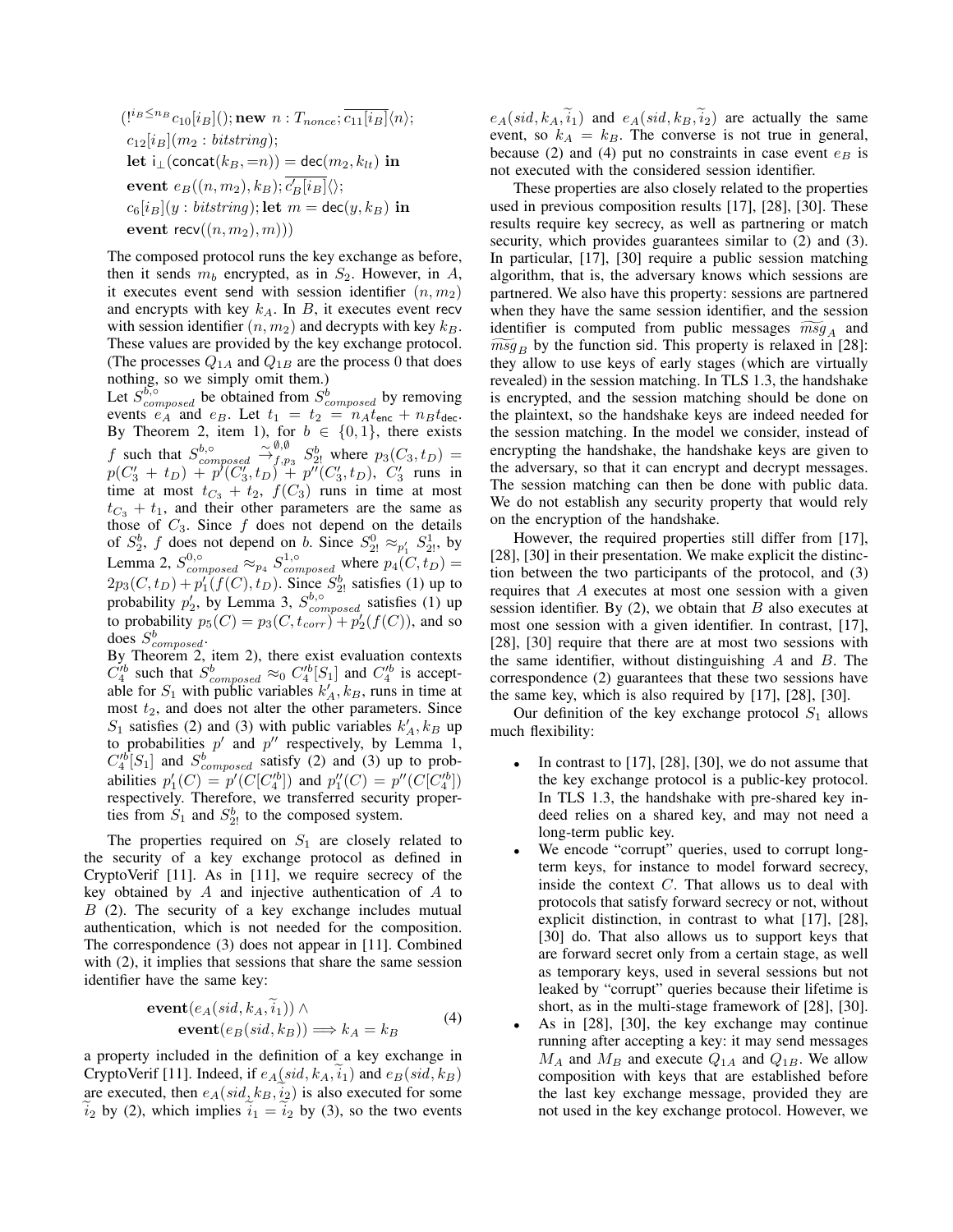$$(!^{i_B \leq n_B} c_{10}[i_B](); \textbf{new } n : T_{nonce}; \overline{c_{11}[i_B]}\langle n\rangle;$$
$$c_{12}[i_B](m_2 : \mathit{bitstring});$$
$$\textbf{let } \mathsf{i}_\bot(\mathsf{concat}(k_B, =n)) = \mathsf{dec}(m_2, k_{lt}) \textbf{ in}$$
$$\textbf{event } e_B((n, m_2), k_B); \overline{c'_B[i_B]}\langle\rangle;$$
$$c_6[i_B](y : \mathit{bitstring}); \textbf{let } m = \mathsf{dec}(y, k_B) \textbf{ in}$$
$$\textbf{event } \mathsf{recv}((n, m_2), m)))$$

The composed protocol runs the key exchange as before, then it sends $m_b$ encrypted, as in $S_2$. However, in $A$, it executes event send with session identifier $(n, m_2)$ and encrypts with key $k_A$. In $B$, it executes event recv with session identifier $(n, m_2)$ and decrypts with key $k_B$. These values are provided by the key exchange protocol. (The processes $Q_{1A}$ and $Q_{1B}$ are the process 0 that does nothing, so we simply omit them.)

Let $S^{b,\circ}_{composed}$ be obtained from $S^b_{composed}$ by removing events $e_A$ and $e_B$. Let $t_1 = t_2 = n_A t_{\mathsf{enc}} + n_B t_{\mathsf{dec}}$. By Theorem 2, item 1), for $b \in \{0, 1\}$, there exists $f$ such that $S^{b,\circ}_{composed} \overset{\sim}{\to}^{\emptyset,\emptyset}_{f,p_3} S^b_{2!}$ where $p_3(C_3, t_D) = p(C'_3 + t_D) + p'(C'_3, t_D) + p''(C'_3, t_D)$, $C'_3$ runs in time at most $t_{C_3} + t_2$, $f(C_3)$ runs in time at most $t_{C_3} + t_1$, and their other parameters are the same as those of $C_3$. Since $f$ does not depend on the details of $S^b_2$, $f$ does not depend on $b$. Since $S^0_{2!} \approx_{p'_1} S^1_{2!}$, by Lemma 2, $S^{0,\circ}_{composed} \approx_{p_4} S^{1,\circ}_{composed}$ where $p_4(C, t_D) = 2p_3(C, t_D) + p'_1(f(C), t_D)$. Since $S^b_{2!}$ satisfies (1) up to probability $p'_2$, by Lemma 3, $S^{b,\circ}_{composed}$ satisfies (1) up to probability $p_5(C) = p_3(C, t_{corr}) + p'_2(f(C))$, and so does $S^b_{composed}$.

By Theorem 2, item 2), there exist evaluation contexts $C'^b_4$ such that $S^b_{composed} \approx_0 C'^b_4[S_1]$ and $C'^b_4$ is acceptable for $S_1$ with public variables $k'_A, k_B$, runs in time at most $t_2$, and does not alter the other parameters. Since $S_1$ satisfies (2) and (3) with public variables $k'_A, k_B$ up to probabilities $p'$ and $p''$ respectively, by Lemma 1, $C'^b_4[S_1]$ and $S^b_{composed}$ satisfy (2) and (3) up to probabilities $p'_1(C) = p'(C[C'^b_4])$ and $p''_1(C) = p''(C[C'^b_4])$ respectively. Therefore, we transferred security properties from $S_1$ and $S^b_{2!}$ to the composed system.

The properties required on $S_1$ are closely related to the security of a key exchange protocol as defined in CryptoVerif [11]. As in [11], we require secrecy of the key obtained by $A$ and injective authentication of $A$ to $B$ (2). The security of a key exchange includes mutual authentication, which is not needed for the composition. The correspondence (3) does not appear in [11]. Combined with (2), it implies that sessions that share the same session identifier have the same key:

$$\begin{aligned}&\textbf{event}(e_A(sid, k_A, \widetilde{i}_1)) \wedge \\ &\quad\textbf{event}(e_B(sid, k_B)) \Longrightarrow k_A = k_B\end{aligned} \tag{4}$$

a property included in the definition of a key exchange in CryptoVerif [11]. Indeed, if $e_A(sid, k_A, \widetilde{i}_1)$ and $e_B(sid, k_B)$ are executed, then $e_A(sid, k_B, \widetilde{i}_2)$ is also executed for some $\widetilde{i}_2$ by (2), which implies $\widetilde{i}_1 = \widetilde{i}_2$ by (3), so the two events $e_A(sid, k_A, \widetilde{i}_1)$ and $e_A(sid, k_B, \widetilde{i}_2)$ are actually the same event, so $k_A = k_B$. The converse is not true in general, because (2) and (4) put no constraints in case event $e_B$ is not executed with the considered session identifier.

These properties are also closely related to the properties used in previous composition results [17], [28], [30]. These results require key secrecy, as well as partnering or match security, which provides guarantees similar to (2) and (3). In particular, [17], [30] require a public session matching algorithm, that is, the adversary knows which sessions are partnered. We also have this property: sessions are partnered when they have the same session identifier, and the session identifier is computed from public messages $\widetilde{msg}_A$ and $\widetilde{msg}_B$ by the function sid. This property is relaxed in [28]: they allow to use keys of early stages (which are virtually revealed) in the session matching. In TLS 1.3, the handshake is encrypted, and the session matching should be done on the plaintext, so the handshake keys are indeed needed for the session matching. In the model we consider, instead of encrypting the handshake, the handshake keys are given to the adversary, so that it can encrypt and decrypt messages. The session matching can then be done with public data. We do not establish any security property that would rely on the encryption of the handshake.

However, the required properties still differ from [17], [28], [30] in their presentation. We make explicit the distinction between the two participants of the protocol, and (3) requires that $A$ executes at most one session with a given session identifier. By (2), we obtain that $B$ also executes at most one session with a given identifier. In contrast, [17], [28], [30] require that there are at most two sessions with the same identifier, without distinguishing $A$ and $B$. The correspondence (2) guarantees that these two sessions have the same key, which is also required by [17], [28], [30].

Our definition of the key exchange protocol $S_1$ allows much flexibility:

- In contrast to [17], [28], [30], we do not assume that the key exchange protocol is a public-key protocol. In TLS 1.3, the handshake with pre-shared key indeed relies on a shared key, and may not need a long-term public key.
- We encode "corrupt" queries, used to corrupt long-term keys, for instance to model forward secrecy, inside the context $C$. That allows us to deal with protocols that satisfy forward secrecy or not, without explicit distinction, in contrast to what [17], [28], [30] do. That also allows us to support keys that are forward secret only from a certain stage, as well as temporary keys, used in several sessions but not leaked by "corrupt" queries because their lifetime is short, as in the multi-stage framework of [28], [30].
- As in [28], [30], the key exchange may continue running after accepting a key: it may send messages $M_A$ and $M_B$ and execute $Q_{1A}$ and $Q_{1B}$. We allow composition with keys that are established before the last key exchange message, provided they are not used in the key exchange protocol. However, we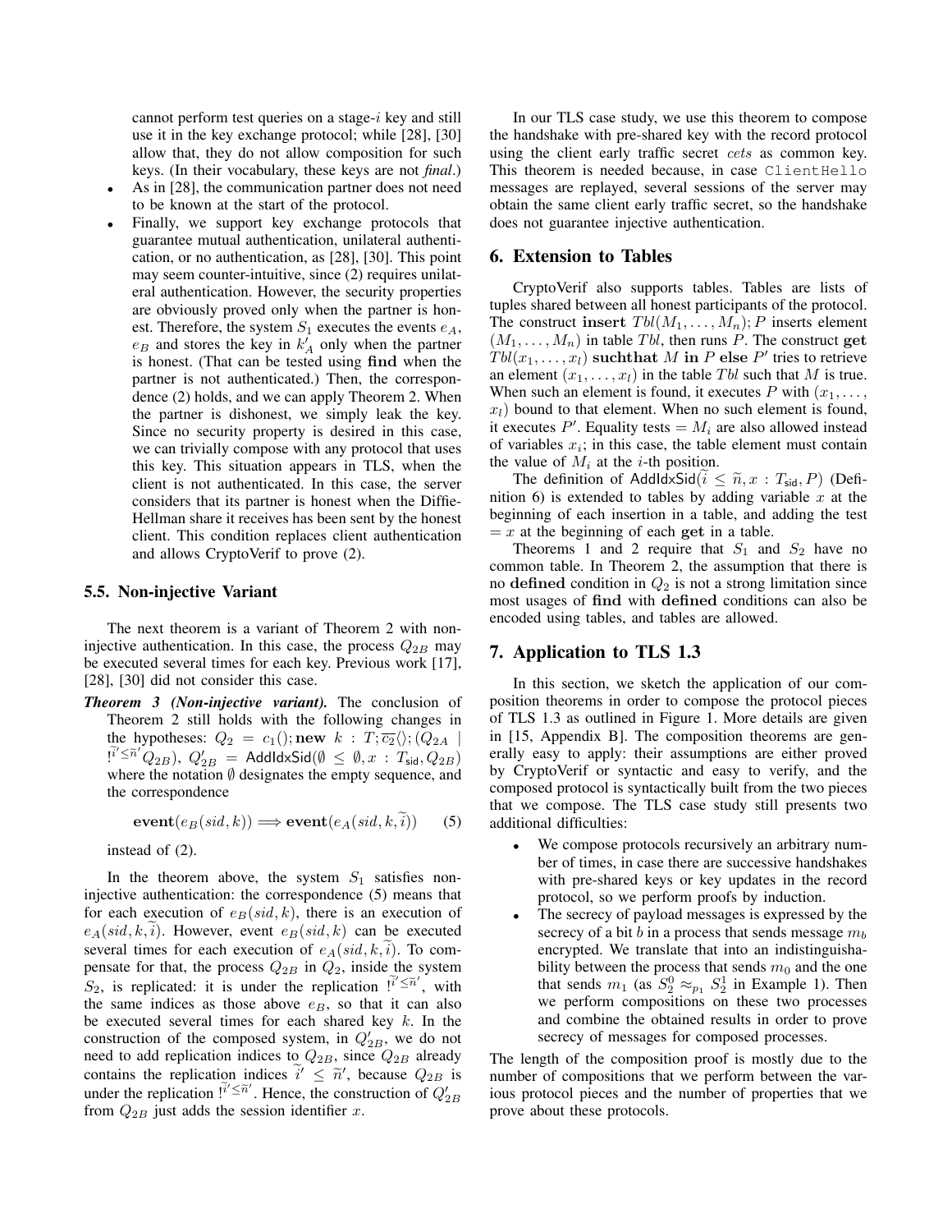cannot perform test queries on a stage-$i$ key and still use it in the key exchange protocol; while [28], [30] allow that, they do not allow composition for such keys. (In their vocabulary, these keys are not *final*.)

- As in [28], the communication partner does not need to be known at the start of the protocol.
- Finally, we support key exchange protocols that guarantee mutual authentication, unilateral authentication, or no authentication, as [28], [30]. This point may seem counter-intuitive, since (2) requires unilateral authentication. However, the security properties are obviously proved only when the partner is honest. Therefore, the system $S_1$ executes the events $e_A$, $e_B$ and stores the key in $k'_A$ only when the partner is honest. (That can be tested using **find** when the partner is not authenticated.) Then, the correspondence (2) holds, and we can apply Theorem 2. When the partner is dishonest, we simply leak the key. Since no security property is desired in this case, we can trivially compose with any protocol that uses this key. This situation appears in TLS, when the client is not authenticated. In this case, the server considers that its partner is honest when the Diffie-Hellman share it receives has been sent by the honest client. This condition replaces client authentication and allows CryptoVerif to prove (2).

### 5.5. Non-injective Variant

The next theorem is a variant of Theorem 2 with non-injective authentication. In this case, the process $Q_{2B}$ may be executed several times for each key. Previous work [17], [28], [30] did not consider this case.

***Theorem 3 (Non-injective variant).*** The conclusion of Theorem 2 still holds with the following changes in the hypotheses: $Q_2 = c_1(); \textbf{new } k : T; \overline{c_2}\langle\rangle; (Q_{2A} \mid !^{\widetilde{i}' \leq \widetilde{n}'} Q_{2B})$, $Q'_{2B} = \mathsf{AddIdxSid}(\emptyset \leq \emptyset, x : T_{\mathsf{sid}}, Q_{2B})$ where the notation $\emptyset$ designates the empty sequence, and the correspondence

$$\textbf{event}(e_B(sid, k)) \Longrightarrow \textbf{event}(e_A(sid, k, \widetilde{i})) \qquad (5)$$

instead of (2).

In the theorem above, the system $S_1$ satisfies non-injective authentication: the correspondence (5) means that for each execution of $e_B(sid, k)$, there is an execution of $e_A(sid, k, \widetilde{i})$. However, event $e_B(sid, k)$ can be executed several times for each execution of $e_A(sid, k, \widetilde{i})$. To compensate for that, the process $Q_{2B}$ in $Q_2$, inside the system $S_2$, is replicated: it is under the replication $!^{\widetilde{i}' \leq \widetilde{n}'}$, with the same indices as those above $e_B$, so that it can also be executed several times for each shared key $k$. In the construction of the composed system, in $Q'_{2B}$, we do not need to add replication indices to $Q_{2B}$, since $Q_{2B}$ already contains the replication indices $\widetilde{i}' \leq \widetilde{n}'$, because $Q_{2B}$ is under the replication $!^{\widetilde{i}' \leq \widetilde{n}'}$. Hence, the construction of $Q'_{2B}$ from $Q_{2B}$ just adds the session identifier $x$.

In our TLS case study, we use this theorem to compose the handshake with pre-shared key with the record protocol using the client early traffic secret $cets$ as common key. This theorem is needed because, in case `ClientHello` messages are replayed, several sessions of the server may obtain the same client early traffic secret, so the handshake does not guarantee injective authentication.

## 6. Extension to Tables

CryptoVerif also supports tables. Tables are lists of tuples shared between all honest participants of the protocol. The construct $\textbf{insert } Tbl(M_1, \dots, M_n); P$ inserts element $(M_1, \dots, M_n)$ in table $Tbl$, then runs $P$. The construct $\textbf{get } Tbl(x_1, \dots, x_l) \textbf{ suchthat } M \textbf{ in } P \textbf{ else } P'$ tries to retrieve an element $(x_1, \dots, x_l)$ in the table $Tbl$ such that $M$ is true. When such an element is found, it executes $P$ with $(x_1, \dots, x_l)$ bound to that element. When no such element is found, it executes $P'$. Equality tests $= M_i$ are also allowed instead of variables $x_i$; in this case, the table element must contain the value of $M_i$ at the $i$-th position.

The definition of $\mathsf{AddIdxSid}(\widetilde{i} \leq \widetilde{n}, x : T_{\mathsf{sid}}, P)$ (Definition 6) is extended to tables by adding variable $x$ at the beginning of each insertion in a table, and adding the test $= x$ at the beginning of each **get** in a table.

Theorems 1 and 2 require that $S_1$ and $S_2$ have no common table. In Theorem 2, the assumption that there is no **defined** condition in $Q_2$ is not a strong limitation since most usages of **find** with **defined** conditions can also be encoded using tables, and tables are allowed.

## 7. Application to TLS 1.3

In this section, we sketch the application of our composition theorems in order to compose the protocol pieces of TLS 1.3 as outlined in Figure 1. More details are given in [15, Appendix B]. The composition theorems are generally easy to apply: their assumptions are either proved by CryptoVerif or syntactic and easy to verify, and the composed protocol is syntactically built from the two pieces that we compose. The TLS case study still presents two additional difficulties:

- We compose protocols recursively an arbitrary number of times, in case there are successive handshakes with pre-shared keys or key updates in the record protocol, so we perform proofs by induction.
- The secrecy of payload messages is expressed by the secrecy of a bit $b$ in a process that sends message $m_b$ encrypted. We translate that into an indistinguishability between the process that sends $m_0$ and the one that sends $m_1$ (as $S_2^0 \approx_{p_1} S_2^1$ in Example 1). Then we perform compositions on these two processes and combine the obtained results in order to prove secrecy of messages for composed processes.

The length of the composition proof is mostly due to the number of compositions that we perform between the various protocol pieces and the number of properties that we prove about these protocols.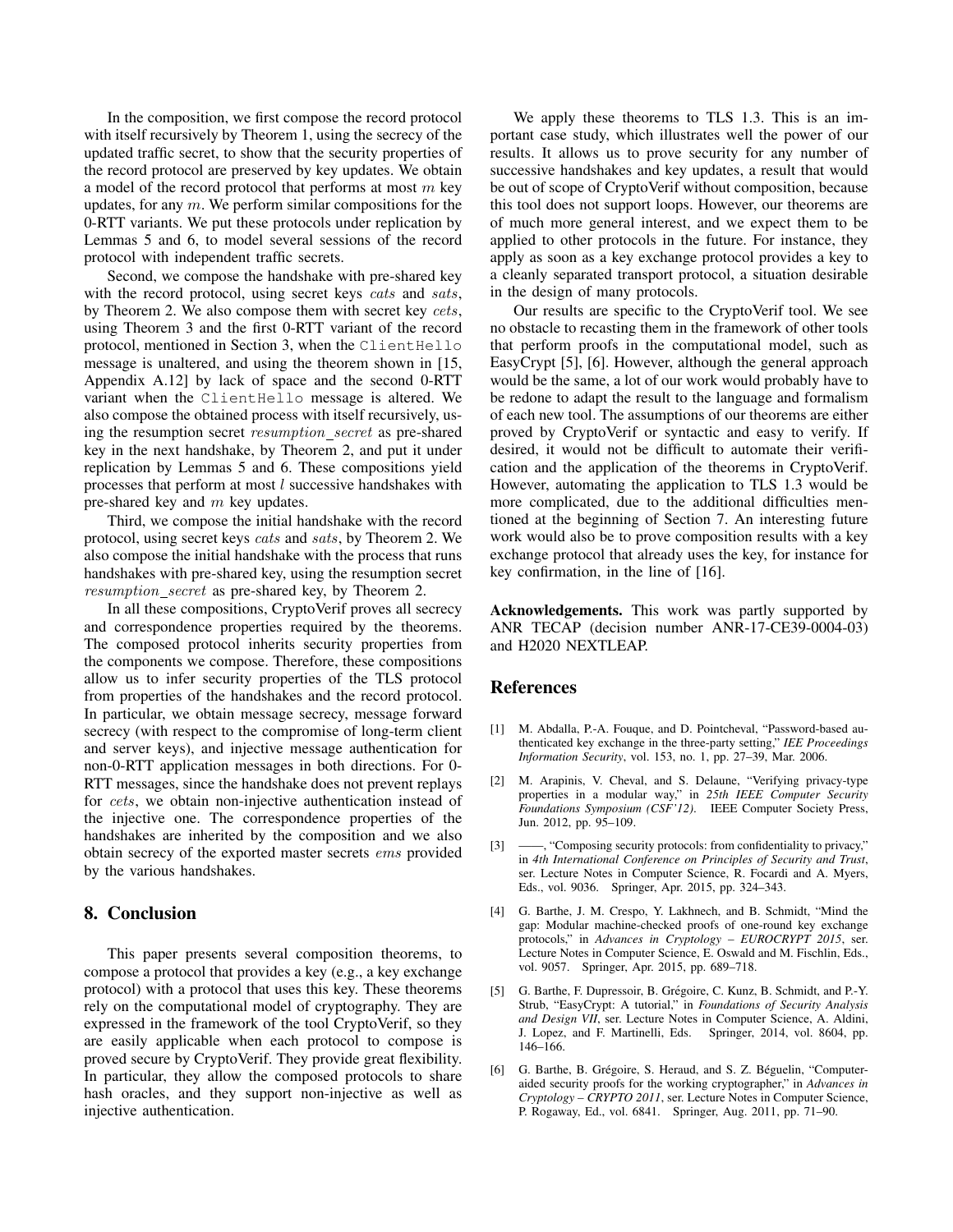In the composition, we first compose the record protocol with itself recursively by Theorem 1, using the secrecy of the updated traffic secret, to show that the security properties of the record protocol are preserved by key updates. We obtain a model of the record protocol that performs at most $m$ key updates, for any $m$. We perform similar compositions for the 0-RTT variants. We put these protocols under replication by Lemmas 5 and 6, to model several sessions of the record protocol with independent traffic secrets.

Second, we compose the handshake with pre-shared key with the record protocol, using secret keys $cats$ and $sats$, by Theorem 2. We also compose them with secret key $cets$, using Theorem 3 and the first 0-RTT variant of the record protocol, mentioned in Section 3, when the `ClientHello` message is unaltered, and using the theorem shown in [15, Appendix A.12] by lack of space and the second 0-RTT variant when the `ClientHello` message is altered. We also compose the obtained process with itself recursively, using the resumption secret $resumption\_secret$ as pre-shared key in the next handshake, by Theorem 2, and put it under replication by Lemmas 5 and 6. These compositions yield processes that perform at most $l$ successive handshakes with pre-shared key and $m$ key updates.

Third, we compose the initial handshake with the record protocol, using secret keys $cats$ and $sats$, by Theorem 2. We also compose the initial handshake with the process that runs handshakes with pre-shared key, using the resumption secret $resumption\_secret$ as pre-shared key, by Theorem 2.

In all these compositions, CryptoVerif proves all secrecy and correspondence properties required by the theorems. The composed protocol inherits security properties from the components we compose. Therefore, these compositions allow us to infer security properties of the TLS protocol from properties of the handshakes and the record protocol. In particular, we obtain message secrecy, message forward secrecy (with respect to the compromise of long-term client and server keys), and injective message authentication for non-0-RTT application messages in both directions. For 0-RTT messages, since the handshake does not prevent replays for $cets$, we obtain non-injective authentication instead of the injective one. The correspondence properties of the handshakes are inherited by the composition and we also obtain secrecy of the exported master secrets $ems$ provided by the various handshakes.

## 8. Conclusion

This paper presents several composition theorems, to compose a protocol that provides a key (e.g., a key exchange protocol) with a protocol that uses this key. These theorems rely on the computational model of cryptography. They are expressed in the framework of the tool CryptoVerif, so they are easily applicable when each protocol to compose is proved secure by CryptoVerif. They provide great flexibility. In particular, they allow the composed protocols to share hash oracles, and they support non-injective as well as injective authentication.

We apply these theorems to TLS 1.3. This is an important case study, which illustrates well the power of our results. It allows us to prove security for any number of successive handshakes and key updates, a result that would be out of scope of CryptoVerif without composition, because this tool does not support loops. However, our theorems are of much more general interest, and we expect them to be applied to other protocols in the future. For instance, they apply as soon as a key exchange protocol provides a key to a cleanly separated transport protocol, a situation desirable in the design of many protocols.

Our results are specific to the CryptoVerif tool. We see no obstacle to recasting them in the framework of other tools that perform proofs in the computational model, such as EasyCrypt [5], [6]. However, although the general approach would be the same, a lot of our work would probably have to be redone to adapt the result to the language and formalism of each new tool. The assumptions of our theorems are either proved by CryptoVerif or syntactic and easy to verify. If desired, it would not be difficult to automate their verification and the application of the theorems in CryptoVerif. However, automating the application to TLS 1.3 would be more complicated, due to the additional difficulties mentioned at the beginning of Section 7. An interesting future work would also be to prove composition results with a key exchange protocol that already uses the key, for instance for key confirmation, in the line of [16].

**Acknowledgements.** This work was partly supported by ANR TECAP (decision number ANR-17-CE39-0004-03) and H2020 NEXTLEAP.

## References

[1] M. Abdalla, P.-A. Fouque, and D. Pointcheval, "Password-based authenticated key exchange in the three-party setting," *IEE Proceedings Information Security*, vol. 153, no. 1, pp. 27–39, Mar. 2006.

[2] M. Arapinis, V. Cheval, and S. Delaune, "Verifying privacy-type properties in a modular way," in *25th IEEE Computer Security Foundations Symposium (CSF'12)*. IEEE Computer Society Press, Jun. 2012, pp. 95–109.

[3] ——, "Composing security protocols: from confidentiality to privacy," in *4th International Conference on Principles of Security and Trust*, ser. Lecture Notes in Computer Science, R. Focardi and A. Myers, Eds., vol. 9036. Springer, Apr. 2015, pp. 324–343.

[4] G. Barthe, J. M. Crespo, Y. Lakhnech, and B. Schmidt, "Mind the gap: Modular machine-checked proofs of one-round key exchange protocols," in *Advances in Cryptology – EUROCRYPT 2015*, ser. Lecture Notes in Computer Science, E. Oswald and M. Fischlin, Eds., vol. 9057. Springer, Apr. 2015, pp. 689–718.

[5] G. Barthe, F. Dupressoir, B. Grégoire, C. Kunz, B. Schmidt, and P.-Y. Strub, "EasyCrypt: A tutorial," in *Foundations of Security Analysis and Design VII*, ser. Lecture Notes in Computer Science, A. Aldini, J. Lopez, and F. Martinelli, Eds. Springer, 2014, vol. 8604, pp. 146–166.

[6] G. Barthe, B. Grégoire, S. Heraud, and S. Z. Béguelin, "Computer-aided security proofs for the working cryptographer," in *Advances in Cryptology – CRYPTO 2011*, ser. Lecture Notes in Computer Science, P. Rogaway, Ed., vol. 6841. Springer, Aug. 2011, pp. 71–90.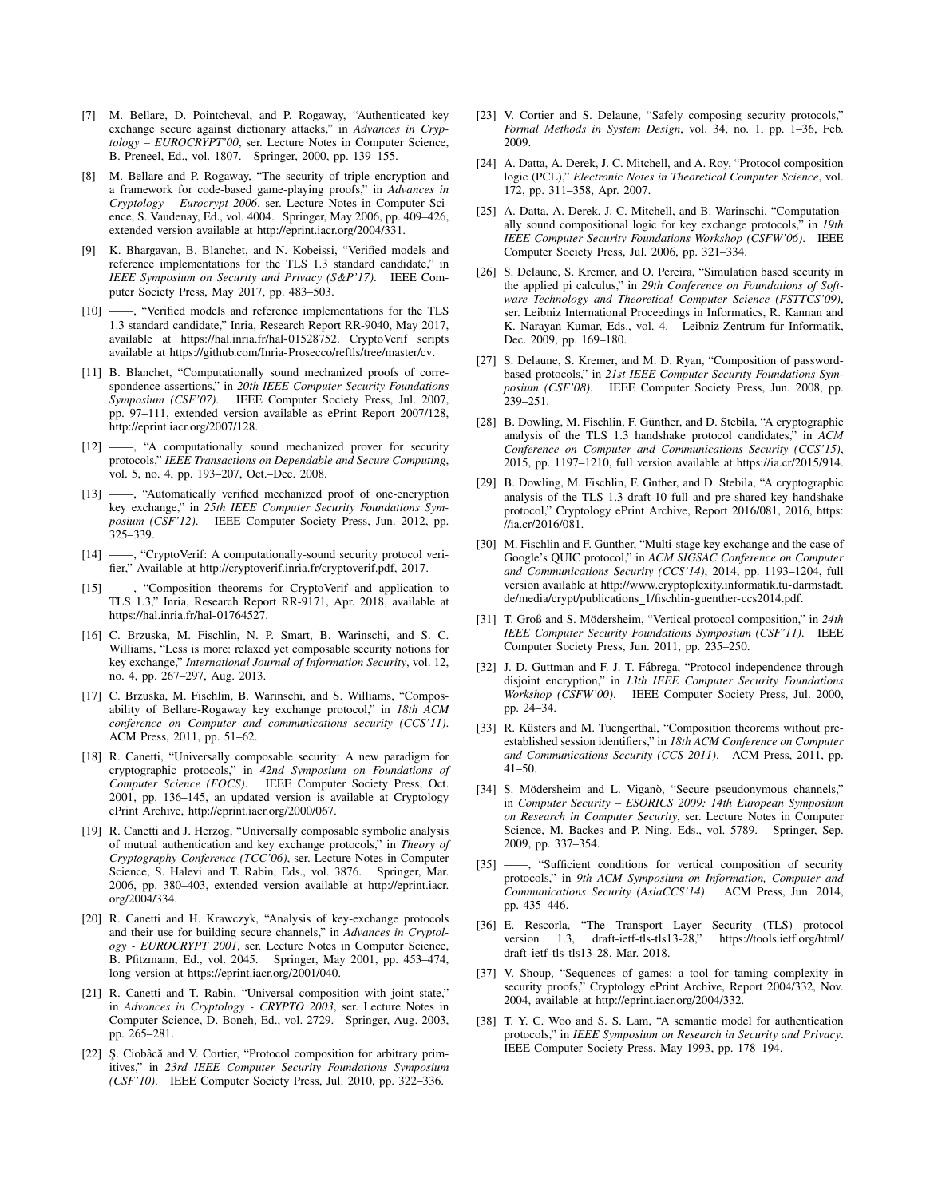[7] M. Bellare, D. Pointcheval, and P. Rogaway, "Authenticated key exchange secure against dictionary attacks," in *Advances in Cryptology – EUROCRYPT'00*, ser. Lecture Notes in Computer Science, B. Preneel, Ed., vol. 1807. Springer, 2000, pp. 139–155.

[8] M. Bellare and P. Rogaway, "The security of triple encryption and a framework for code-based game-playing proofs," in *Advances in Cryptology – Eurocrypt 2006*, ser. Lecture Notes in Computer Science, S. Vaudenay, Ed., vol. 4004. Springer, May 2006, pp. 409–426, extended version available at http://eprint.iacr.org/2004/331.

[9] K. Bhargavan, B. Blanchet, and N. Kobeissi, "Verified models and reference implementations for the TLS 1.3 standard candidate," in *IEEE Symposium on Security and Privacy (S&P'17)*. IEEE Computer Society Press, May 2017, pp. 483–503.

[10] ——, "Verified models and reference implementations for the TLS 1.3 standard candidate," Inria, Research Report RR-9040, May 2017, available at https://hal.inria.fr/hal-01528752. CryptoVerif scripts available at https://github.com/Inria-Prosecco/reftls/tree/master/cv.

[11] B. Blanchet, "Computationally sound mechanized proofs of correspondence assertions," in *20th IEEE Computer Security Foundations Symposium (CSF'07)*. IEEE Computer Society Press, Jul. 2007, pp. 97–111, extended version available as ePrint Report 2007/128, http://eprint.iacr.org/2007/128.

[12] ——, "A computationally sound mechanized prover for security protocols," *IEEE Transactions on Dependable and Secure Computing*, vol. 5, no. 4, pp. 193–207, Oct.–Dec. 2008.

[13] ——, "Automatically verified mechanized proof of one-encryption key exchange," in *25th IEEE Computer Security Foundations Symposium (CSF'12)*. IEEE Computer Society Press, Jun. 2012, pp. 325–339.

[14] ——, "CryptoVerif: A computationally-sound security protocol verifier," Available at http://cryptoverif.inria.fr/cryptoverif.pdf, 2017.

[15] ——, "Composition theorems for CryptoVerif and application to TLS 1.3," Inria, Research Report RR-9171, Apr. 2018, available at https://hal.inria.fr/hal-01764527.

[16] C. Brzuska, M. Fischlin, N. P. Smart, B. Warinschi, and S. C. Williams, "Less is more: relaxed yet composable security notions for key exchange," *International Journal of Information Security*, vol. 12, no. 4, pp. 267–297, Aug. 2013.

[17] C. Brzuska, M. Fischlin, B. Warinschi, and S. Williams, "Composability of Bellare-Rogaway key exchange protocol," in *18th ACM conference on Computer and communications security (CCS'11)*. ACM Press, 2011, pp. 51–62.

[18] R. Canetti, "Universally composable security: A new paradigm for cryptographic protocols," in *42nd Symposium on Foundations of Computer Science (FOCS)*. IEEE Computer Society Press, Oct. 2001, pp. 136–145, an updated version is available at Cryptology ePrint Archive, http://eprint.iacr.org/2000/067.

[19] R. Canetti and J. Herzog, "Universally composable symbolic analysis of mutual authentication and key exchange protocols," in *Theory of Cryptography Conference (TCC'06)*, ser. Lecture Notes in Computer Science, S. Halevi and T. Rabin, Eds., vol. 3876. Springer, Mar. 2006, pp. 380–403, extended version available at http://eprint.iacr.org/2004/334.

[20] R. Canetti and H. Krawczyk, "Analysis of key-exchange protocols and their use for building secure channels," in *Advances in Cryptology - EUROCRYPT 2001*, ser. Lecture Notes in Computer Science, B. Pfitzmann, Ed., vol. 2045. Springer, May 2001, pp. 453–474, long version at https://eprint.iacr.org/2001/040.

[21] R. Canetti and T. Rabin, "Universal composition with joint state," in *Advances in Cryptology - CRYPTO 2003*, ser. Lecture Notes in Computer Science, D. Boneh, Ed., vol. 2729. Springer, Aug. 2003, pp. 265–281.

[22] Ş. Ciobâcă and V. Cortier, "Protocol composition for arbitrary primitives," in *23rd IEEE Computer Security Foundations Symposium (CSF'10)*. IEEE Computer Society Press, Jul. 2010, pp. 322–336.

[23] V. Cortier and S. Delaune, "Safely composing security protocols," *Formal Methods in System Design*, vol. 34, no. 1, pp. 1–36, Feb. 2009.

[24] A. Datta, A. Derek, J. C. Mitchell, and A. Roy, "Protocol composition logic (PCL)," *Electronic Notes in Theoretical Computer Science*, vol. 172, pp. 311–358, Apr. 2007.

[25] A. Datta, A. Derek, J. C. Mitchell, and B. Warinschi, "Computationally sound compositional logic for key exchange protocols," in *19th IEEE Computer Security Foundations Workshop (CSFW'06)*. IEEE Computer Society Press, Jul. 2006, pp. 321–334.

[26] S. Delaune, S. Kremer, and O. Pereira, "Simulation based security in the applied pi calculus," in *29th Conference on Foundations of Software Technology and Theoretical Computer Science (FSTTCS'09)*, ser. Leibniz International Proceedings in Informatics, R. Kannan and K. Narayan Kumar, Eds., vol. 4. Leibniz-Zentrum für Informatik, Dec. 2009, pp. 169–180.

[27] S. Delaune, S. Kremer, and M. D. Ryan, "Composition of password-based protocols," in *21st IEEE Computer Security Foundations Symposium (CSF'08)*. IEEE Computer Society Press, Jun. 2008, pp. 239–251.

[28] B. Dowling, M. Fischlin, F. Günther, and D. Stebila, "A cryptographic analysis of the TLS 1.3 handshake protocol candidates," in *ACM Conference on Computer and Communications Security (CCS'15)*, 2015, pp. 1197–1210, full version available at https://ia.cr/2015/914.

[29] B. Dowling, M. Fischlin, F. Gnther, and D. Stebila, "A cryptographic analysis of the TLS 1.3 draft-10 full and pre-shared key handshake protocol," Cryptology ePrint Archive, Report 2016/081, 2016, https://ia.cr/2016/081.

[30] M. Fischlin and F. Günther, "Multi-stage key exchange and the case of Google's QUIC protocol," in *ACM SIGSAC Conference on Computer and Communications Security (CCS'14)*, 2014, pp. 1193–1204, full version available at http://www.cryptoplexity.informatik.tu-darmstadt.de/media/crypt/publications_1/fischlin-guenther-ccs2014.pdf.

[31] T. Groß and S. Mödersheim, "Vertical protocol composition," in *24th IEEE Computer Security Foundations Symposium (CSF'11)*. IEEE Computer Society Press, Jun. 2011, pp. 235–250.

[32] J. D. Guttman and F. J. T. Fábrega, "Protocol independence through disjoint encryption," in *13th IEEE Computer Security Foundations Workshop (CSFW'00)*. IEEE Computer Society Press, Jul. 2000, pp. 24–34.

[33] R. Küsters and M. Tuengerthal, "Composition theorems without pre-established session identifiers," in *18th ACM Conference on Computer and Communications Security (CCS 2011)*. ACM Press, 2011, pp. 41–50.

[34] S. Mödersheim and L. Viganò, "Secure pseudonymous channels," in *Computer Security – ESORICS 2009: 14th European Symposium on Research in Computer Security*, ser. Lecture Notes in Computer Science, M. Backes and P. Ning, Eds., vol. 5789. Springer, Sep. 2009, pp. 337–354.

[35] ——, "Sufficient conditions for vertical composition of security protocols," in *9th ACM Symposium on Information, Computer and Communications Security (AsiaCCS'14)*. ACM Press, Jun. 2014, pp. 435–446.

[36] E. Rescorla, "The Transport Layer Security (TLS) protocol version 1.3, draft-ietf-tls-tls13-28," https://tools.ietf.org/html/draft-ietf-tls-tls13-28, Mar. 2018.

[37] V. Shoup, "Sequences of games: a tool for taming complexity in security proofs," Cryptology ePrint Archive, Report 2004/332, Nov. 2004, available at http://eprint.iacr.org/2004/332.

[38] T. Y. C. Woo and S. S. Lam, "A semantic model for authentication protocols," in *IEEE Symposium on Research in Security and Privacy*. IEEE Computer Society Press, May 1993, pp. 178–194.